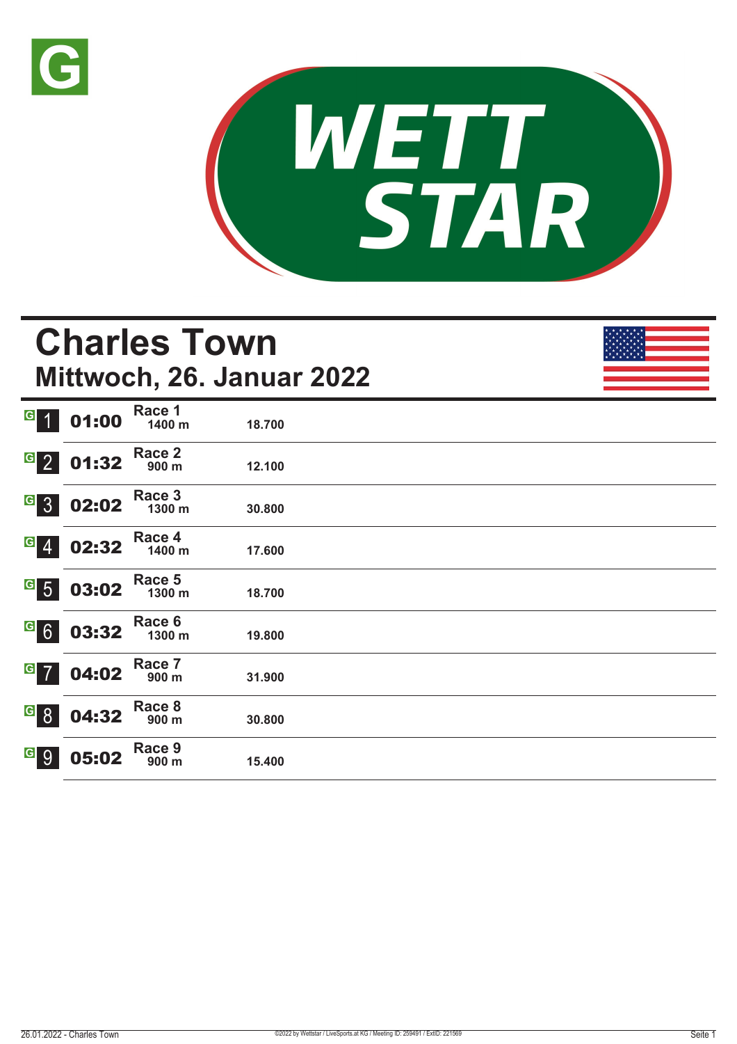# Charles Town

## Mittwoch, 26. Januar 2022

| Nr. | Zeit | Rennen | Distanz | Preisgeld |
|---|---|---|---|---|
| 1 | 01:00 | Race 1 | 1400 m | 18.700 |
| 2 | 01:32 | Race 2 | 900 m | 12.100 |
| 3 | 02:02 | Race 3 | 1300 m | 30.800 |
| 4 | 02:32 | Race 4 | 1400 m | 17.600 |
| 5 | 03:02 | Race 5 | 1300 m | 18.700 |
| 6 | 03:32 | Race 6 | 1300 m | 19.800 |
| 7 | 04:02 | Race 7 | 900 m | 31.900 |
| 8 | 04:32 | Race 8 | 900 m | 30.800 |
| 9 | 05:02 | Race 9 | 900 m | 15.400 |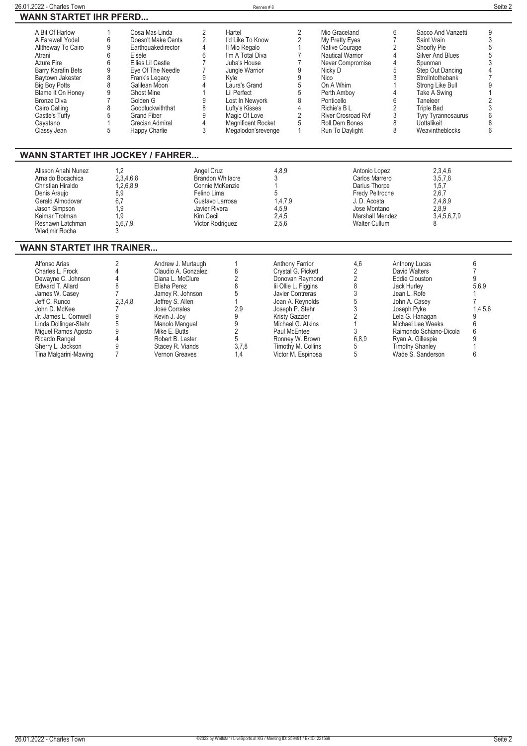## WANN STARTET IHR PFERD...

| Pferd | Rennen | Pferd | Rennen | Pferd | Rennen | Pferd | Rennen | Pferd | Rennen |
|---|---|---|---|---|---|---|---|---|---|
| A Bit Of Harlow | 1 | Cosa Mas Linda | 2 | Hartel | 2 | Mio Graceland | 6 | Sacco And Vanzetti | 9 |
| A Farewell Yodel | 6 | Doesn't Make Cents | 2 | I'd Like To Know | 2 | My Pretty Eyes | 7 | Saint Vrain | 3 |
| Alltheway To Cairo | 9 | Earthquakedirector | 4 | Il Mio Regalo | 1 | Native Courage | 2 | Shoofly Pie | 5 |
| Atrani | 6 | Eisele | 6 | I'm A Total Diva | 7 | Nautical Warrior | 4 | Silver And Blues | 5 |
| Azure Fire | 6 | Ellies Lil Castle | 7 | Juba's House | 7 | Never Compromise | 4 | Spunman | 3 |
| Barry Karafin Bets | 9 | Eye Of The Needle | 7 | Jungle Warrior | 9 | Nicky D | 5 | Step Out Dancing | 4 |
| Baytown Jakester | 8 | Frank's Legacy | 9 | Kyle | 9 | Nico | 3 | Strollnthebank | 7 |
| Big Boy Potts | 8 | Galilean Moon | 4 | Laura's Grand | 5 | On A Whim | 1 | Strong Like Bull | 9 |
| Blame It On Honey | 9 | Ghost Mine | 1 | Lil Perfect | 5 | Perth Amboy | 4 | Take A Swing | 1 |
| Bronze Diva | 7 | Golden G | 9 | Lost In Newyork | 8 | Ponticello | 6 | Taneleer | 2 |
| Cairo Calling | 8 | Goodluckwiththat | 8 | Lufty's Kisses | 4 | Richie's B L | 2 | Triple Bad | 3 |
| Castle's Tuffy | 5 | Grand Fiber | 9 | Magic Of Love | 2 | River Crosroad Rvf | 3 | Tyry Tyrannosaurus | 6 |
| Cayatano | 1 | Grecian Admiral | 4 | Magnificent Rocket | 5 | Roll Dem Bones | 8 | Uottalikeit | 8 |
| Classy Jean | 5 | Happy Charlie | 3 | Megalodon'srevenge | 1 | Run To Daylight | 8 | Weavintheblocks | 6 |

## WANN STARTET IHR JOCKEY / FAHRER...

| Jockey | Rennen | Jockey | Rennen | Jockey | Rennen |
|---|---|---|---|---|---|
| Alisson Anahi Nunez | 1,2 | Angel Cruz | 4,8,9 | Antonio Lopez | 2,3,4,6 |
| Arnaldo Bocachica | 2,3,4,6,8 | Brandon Whitacre | 3 | Carlos Marrero | 3,5,7,8 |
| Christian Hiraldo | 1,2,6,8,9 | Connie McKenzie | 1 | Darius Thorpe | 1,5,7 |
| Denis Araujo | 8,9 | Felino Lima | 5 | Fredy Peltroche | 2,6,7 |
| Gerald Almodovar | 6,7 | Gustavo Larrosa | 1,4,7,9 | J. D. Acosta | 2,4,8,9 |
| Jason Simpson | 1,9 | Javier Rivera | 4,5,9 | Jose Montano | 2,8,9 |
| Keimar Trotman | 1,9 | Kim Cecil | 2,4,5 | Marshall Mendez | 3,4,5,6,7,9 |
| Reshawn Latchman | 5,6,7,9 | Victor Rodriguez | 2,5,6 | Walter Cullum | 8 |
| Wladimir Rocha | 3 | | | | |

## WANN STARTET IHR TRAINER...

| Trainer | Rennen | Trainer | Rennen | Trainer | Rennen | Trainer | Rennen |
|---|---|---|---|---|---|---|---|
| Alfonso Arias | 2 | Andrew J. Murtaugh | 1 | Anthony Farrior | 4,6 | Anthony Lucas | 6 |
| Charles L. Frock | 4 | Claudio A. Gonzalez | 8 | Crystal G. Pickett | 2 | David Walters | 7 |
| Dewayne C. Johnson | 4 | Diana L. McClure | 2 | Donovan Raymond | 2 | Eddie Clouston | 9 |
| Edward T. Allard | 8 | Elisha Perez | 8 | Iii Ollie L. Figgins | 8 | Jack Hurley | 5,6,9 |
| James W. Casey | 7 | Jamey R. Johnson | 5 | Javier Contreras | 3 | Jean L. Rofe | 1 |
| Jeff C. Runco | 2,3,4,8 | Jeffrey S. Allen | 1 | Joan A. Reynolds | 5 | John A. Casey | 7 |
| John D. McKee | 7 | Jose Corrales | 2,9 | Joseph P. Stehr | 3 | Joseph Pyke | 1,4,5,6 |
| Jr. James L. Cornwell | 9 | Kevin J. Joy | 9 | Kristy Gazzier | 2 | Lela G. Hanagan | 9 |
| Linda Dollinger-Stehr | 5 | Manolo Mangual | 9 | Michael G. Atkins | 1 | Michael Lee Weeks | 6 |
| Miguel Ramos Agosto | 9 | Mike E. Butts | 2 | Paul McEntee | 3 | Raimondo Schiano-Dicola | 6 |
| Ricardo Rangel | 4 | Robert B. Laster | 5 | Ronney W. Brown | 6,8,9 | Ryan A. Gillespie | 9 |
| Sherry L. Jackson | 9 | Stacey R. Viands | 3,7,8 | Timothy M. Collins | 5 | Timothy Shanley | 1 |
| Tina Malgarini-Mawing | 7 | Vernon Greaves | 1,4 | Victor M. Espinosa | 5 | Wade S. Sanderson | 6 |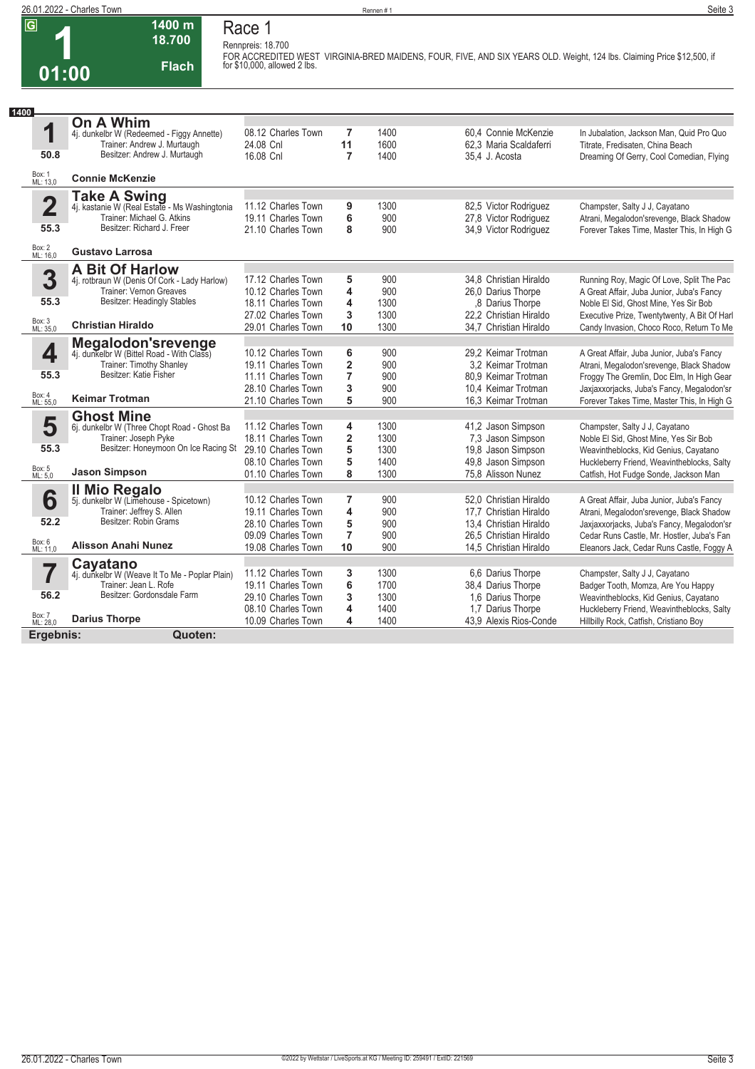# 1

**01:00**

1400 m
18.700
Flach

## Race 1

Rennpreis: 18.700

FOR ACCREDITED WEST VIRGINIA-BRED MAIDENS, FOUR, FIVE, AND SIX YEARS OLD. Weight, 124 lbs. Claiming Price $12,500, if for $10,000, allowed 2 lbs.

**1400**

### 1 On A Whim
4j. dunkelbr W (Redeemed - Figgy Annette)
Trainer: Andrew J. Murtaugh
Besitzer: Andrew J. Murtaugh
50.8
Box: 1 ML: 13,0
**Connie McKenzie**

| Datum | Bahn | Platz | Distanz | Quote / Jockey | Erste Drei |
|---|---|---|---|---|---|
| 08.12 | Charles Town | 7 | 1400 | 60,4 Connie McKenzie | In Jubalation, Jackson Man, Quid Pro Quo |
| 24.08 | Cnl | 11 | 1600 | 62,3 Maria Scaldaferri | Titrate, Fredisaten, China Beach |
| 16.08 | Cnl | 7 | 1400 | 35,4 J. Acosta | Dreaming Of Gerry, Cool Comedian, Flying |

### 2 Take A Swing
4j. kastanie W (Real Estate - Ms Washingtonia
Trainer: Michael G. Atkins
Besitzer: Richard J. Freer
55.3
Box: 2 ML: 16,0
**Gustavo Larrosa**

| Datum | Bahn | Platz | Distanz | Quote / Jockey | Erste Drei |
|---|---|---|---|---|---|
| 11.12 | Charles Town | 9 | 1300 | 82,5 Victor Rodriguez | Champster, Salty J J, Cayatano |
| 19.11 | Charles Town | 6 | 900 | 27,8 Victor Rodriguez | Atrani, Megalodon'srevenge, Black Shadow |
| 21.10 | Charles Town | 8 | 900 | 34,9 Victor Rodriguez | Forever Takes Time, Master This, In High G |

### 3 A Bit Of Harlow
4j. rotbraun W (Denis Of Cork - Lady Harlow)
Trainer: Vernon Greaves
Besitzer: Headingly Stables
55.3
Box: 3 ML: 35,0
**Christian Hiraldo**

| Datum | Bahn | Platz | Distanz | Quote / Jockey | Erste Drei |
|---|---|---|---|---|---|
| 17.12 | Charles Town | 5 | 900 | 34,8 Christian Hiraldo | Running Roy, Magic Of Love, Split The Pac |
| 10.12 | Charles Town | 4 | 900 | 26,0 Darius Thorpe | A Great Affair, Juba Junior, Juba's Fancy |
| 18.11 | Charles Town | 4 | 1300 | ,8 Darius Thorpe | Noble El Sid, Ghost Mine, Yes Sir Bob |
| 27.02 | Charles Town | 3 | 1300 | 22,2 Christian Hiraldo | Executive Prize, Twentytwenty, A Bit Of Harl |
| 29.01 | Charles Town | 10 | 1300 | 34,7 Christian Hiraldo | Candy Invasion, Choco Roco, Return To Me |

### 4 Megalodon'srevenge
4j. dunkelbr W (Bittel Road - With Class)
Trainer: Timothy Shanley
Besitzer: Katie Fisher
55.3
Box: 4 ML: 55,0
**Keimar Trotman**

| Datum | Bahn | Platz | Distanz | Quote / Jockey | Erste Drei |
|---|---|---|---|---|---|
| 10.12 | Charles Town | 6 | 900 | 29,2 Keimar Trotman | A Great Affair, Juba Junior, Juba's Fancy |
| 19.11 | Charles Town | 2 | 900 | 3,2 Keimar Trotman | Atrani, Megalodon'srevenge, Black Shadow |
| 11.11 | Charles Town | 7 | 900 | 80,9 Keimar Trotman | Froggy The Gremlin, Doc Elm, In High Gear |
| 28.10 | Charles Town | 3 | 900 | 10,4 Keimar Trotman | Jaxjaxxorjacks, Juba's Fancy, Megalodon'sr |
| 21.10 | Charles Town | 5 | 900 | 16,3 Keimar Trotman | Forever Takes Time, Master This, In High G |

### 5 Ghost Mine
6j. dunkelbr W (Three Chopt Road - Ghost Ba
Trainer: Joseph Pyke
Besitzer: Honeymoon On Ice Racing St
55.3
Box: 5 ML: 5,0
**Jason Simpson**

| Datum | Bahn | Platz | Distanz | Quote / Jockey | Erste Drei |
|---|---|---|---|---|---|
| 11.12 | Charles Town | 4 | 1300 | 41,2 Jason Simpson | Champster, Salty J J, Cayatano |
| 18.11 | Charles Town | 2 | 1300 | 7,3 Jason Simpson | Noble El Sid, Ghost Mine, Yes Sir Bob |
| 29.10 | Charles Town | 5 | 1300 | 19,8 Jason Simpson | Weavintheblocks, Kid Genius, Cayatano |
| 08.10 | Charles Town | 5 | 1400 | 49,8 Jason Simpson | Huckleberry Friend, Weavintheblocks, Salty |
| 01.10 | Charles Town | 8 | 1300 | 75,8 Alisson Nunez | Catfish, Hot Fudge Sonde, Jackson Man |

### 6 Il Mio Regalo
5j. dunkelbr W (Limehouse - Spicetown)
Trainer: Jeffrey S. Allen
Besitzer: Robin Grams
52.2
Box: 6 ML: 11,0
**Alisson Anahi Nunez**

| Datum | Bahn | Platz | Distanz | Quote / Jockey | Erste Drei |
|---|---|---|---|---|---|
| 10.12 | Charles Town | 7 | 900 | 52,0 Christian Hiraldo | A Great Affair, Juba Junior, Juba's Fancy |
| 19.11 | Charles Town | 4 | 900 | 17,7 Christian Hiraldo | Atrani, Megalodon'srevenge, Black Shadow |
| 28.10 | Charles Town | 5 | 900 | 13,4 Christian Hiraldo | Jaxjaxxorjacks, Juba's Fancy, Megalodon'sr |
| 09.09 | Charles Town | 7 | 900 | 26,5 Christian Hiraldo | Cedar Runs Castle, Mr. Hostler, Juba's Fan |
| 19.08 | Charles Town | 10 | 900 | 14,5 Christian Hiraldo | Eleanors Jack, Cedar Runs Castle, Foggy A |

### 7 Cayatano
4j. dunkelbr W (Weave It To Me - Poplar Plain)
Trainer: Jean L. Rofe
Besitzer: Gordonsdale Farm
56.2
Box: 7 ML: 28,0
**Darius Thorpe**

| Datum | Bahn | Platz | Distanz | Quote / Jockey | Erste Drei |
|---|---|---|---|---|---|
| 11.12 | Charles Town | 3 | 1300 | 6,6 Darius Thorpe | Champster, Salty J J, Cayatano |
| 19.11 | Charles Town | 6 | 1700 | 38,4 Darius Thorpe | Badger Tooth, Momza, Are You Happy |
| 29.10 | Charles Town | 3 | 1300 | 1,6 Darius Thorpe | Weavintheblocks, Kid Genius, Cayatano |
| 08.10 | Charles Town | 4 | 1400 | 1,7 Darius Thorpe | Huckleberry Friend, Weavintheblocks, Salty |
| 10.09 | Charles Town | 4 | 1400 | 43,9 Alexis Rios-Conde | Hillbilly Rock, Catfish, Cristiano Boy |

**Ergebnis:** **Quoten:**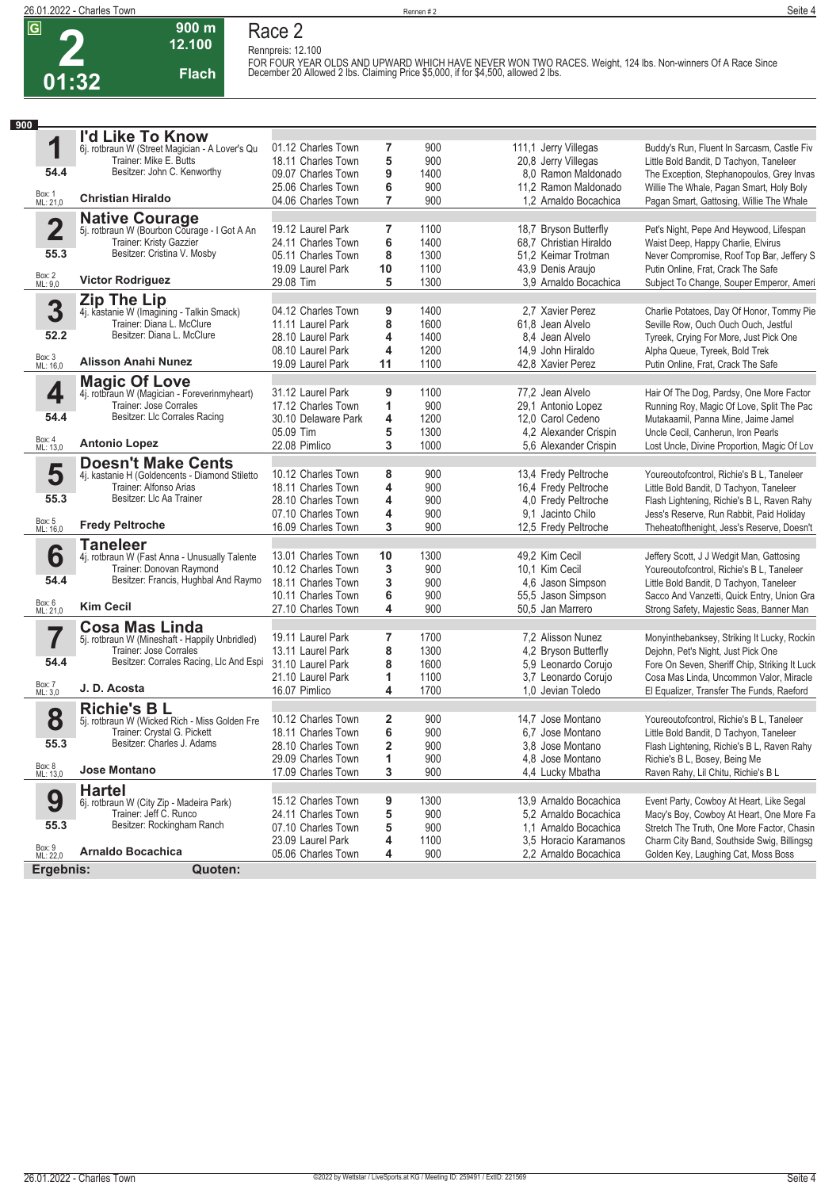# Race 2

**2** | 900 m | 12.100 | Flach | 01:32

Rennpreis: 12.100

FOR FOUR YEAR OLDS AND UPWARD WHICH HAVE NEVER WON TWO RACES. Weight, 124 lbs. Non-winners Of A Race Since December 20 Allowed 2 lbs. Claiming Price $5,000, if for $4,500, allowed 2 lbs.

**900**

| Nr. | Pferd | Datum / Bahn | Pl. | Distanz | Quote / Reiter | Einlauf |
|---|---|---|---|---|---|---|
| **1** | **I'd Like To Know**<br>6j. rotbraun W (Street Magician - A Lover's Qu<br>Trainer: Mike E. Butts<br>Besitzer: John C. Kenworthy | 01.12 Charles Town | 7 | 900 | 111,1 Jerry Villegas | Buddy's Run, Fluent In Sarcasm, Castle Fiv |
| 54.4 | | 18.11 Charles Town | 5 | 900 | 20,8 Jerry Villegas | Little Bold Bandit, D Tachyon, Taneleer |
| | | 09.07 Charles Town | 9 | 1400 | 8,0 Ramon Maldonado | The Exception, Stephanopoulos, Grey Invas |
| Box: 1<br>ML: 21,0 | **Christian Hiraldo** | 25.06 Charles Town | 6 | 900 | 11,2 Ramon Maldonado | Willie The Whale, Pagan Smart, Holy Boly |
| | | 04.06 Charles Town | 7 | 900 | 1,2 Arnaldo Bocachica | Pagan Smart, Gattosing, Willie The Whale |
| **2** | **Native Courage**<br>5j. rotbraun W (Bourbon Courage - I Got A An<br>Trainer: Kristy Gazzier<br>Besitzer: Cristina V. Mosby | 19.12 Laurel Park | 7 | 1100 | 18,7 Bryson Butterfly | Pet's Night, Pepe And Heywood, Lifespan |
| 55.3 | | 24.11 Charles Town | 6 | 1400 | 68,7 Christian Hiraldo | Waist Deep, Happy Charlie, Elvirus |
| | | 05.11 Charles Town | 8 | 1300 | 51,2 Keimar Trotman | Never Compromise, Roof Top Bar, Jeffery S |
| Box: 2<br>ML: 9,0 | **Victor Rodriguez** | 19.09 Laurel Park | 10 | 1100 | 43,9 Denis Araujo | Putin Online, Frat, Crack The Safe |
| | | 29.08 Tim | 5 | 1300 | 3,9 Arnaldo Bocachica | Subject To Change, Souper Emperor, Ameri |
| **3** | **Zip The Lip**<br>4j. kastanie W (Imagining - Talkin Smack)<br>Trainer: Diana L. McClure<br>Besitzer: Diana L. McClure | 04.12 Charles Town | 9 | 1400 | 2,7 Xavier Perez | Charlie Potatoes, Day Of Honor, Tommy Pie |
| 52.2 | | 11.11 Laurel Park | 8 | 1600 | 61,8 Jean Alvelo | Seville Row, Ouch Ouch Ouch, Jestful |
| | | 28.10 Laurel Park | 4 | 1400 | 8,4 Jean Alvelo | Tyreek, Crying For More, Just Pick One |
| Box: 3<br>ML: 16,0 | **Alisson Anahi Nunez** | 08.10 Laurel Park | 4 | 1200 | 14,9 John Hiraldo | Alpha Queue, Tyreek, Bold Trek |
| | | 19.09 Laurel Park | 11 | 1100 | 42,8 Xavier Perez | Putin Online, Frat, Crack The Safe |
| **4** | **Magic Of Love**<br>4j. rotbraun W (Magician - Foreverinmyheart)<br>Trainer: Jose Corrales<br>Besitzer: Llc Corrales Racing | 31.12 Laurel Park | 9 | 1100 | 77,2 Jean Alvelo | Hair Of The Dog, Pardsy, One More Factor |
| 54.4 | | 17.12 Charles Town | 1 | 900 | 29,1 Antonio Lopez | Running Roy, Magic Of Love, Split The Pac |
| | | 30.10 Delaware Park | 4 | 1200 | 12,0 Carol Cedeno | Mutakaamil, Panna Mine, Jaime Jamel |
| Box: 4<br>ML: 13,0 | **Antonio Lopez** | 05.09 Tim | 5 | 1300 | 4,2 Alexander Crispin | Uncle Cecil, Canherun, Iron Pearls |
| | | 22.08 Pimlico | 3 | 1000 | 5,6 Alexander Crispin | Lost Uncle, Divine Proportion, Magic Of Lov |
| **5** | **Doesn't Make Cents**<br>4j. kastanie H (Goldencents - Diamond Stiletto<br>Trainer: Alfonso Arias<br>Besitzer: Llc Aa Trainer | 10.12 Charles Town | 8 | 900 | 13,4 Fredy Peltroche | Youreoutofcontrol, Richie's B L, Taneleer |
| 55.3 | | 18.11 Charles Town | 4 | 900 | 16,4 Fredy Peltroche | Little Bold Bandit, D Tachyon, Taneleer |
| | | 28.10 Charles Town | 4 | 900 | 4,0 Fredy Peltroche | Flash Lightening, Richie's B L, Raven Rahy |
| Box: 5<br>ML: 16,0 | **Fredy Peltroche** | 07.10 Charles Town | 4 | 900 | 9,1 Jacinto Chilo | Jess's Reserve, Run Rabbit, Paid Holiday |
| | | 16.09 Charles Town | 3 | 900 | 12,5 Fredy Peltroche | Theheatofthenight, Jess's Reserve, Doesn't |
| **6** | **Taneleer**<br>4j. rotbraun W (Fast Anna - Unusually Talente<br>Trainer: Donovan Raymond<br>Besitzer: Francis, Hughbal And Raymo | 13.01 Charles Town | 10 | 1300 | 49,2 Kim Cecil | Jeffery Scott, J J Wedgit Man, Gattosing |
| 54.4 | | 10.12 Charles Town | 3 | 900 | 10,1 Kim Cecil | Youreoutofcontrol, Richie's B L, Taneleer |
| | | 18.11 Charles Town | 3 | 900 | 4,6 Jason Simpson | Little Bold Bandit, D Tachyon, Taneleer |
| Box: 6<br>ML: 21,0 | **Kim Cecil** | 10.11 Charles Town | 6 | 900 | 55,5 Jason Simpson | Sacco And Vanzetti, Quick Entry, Union Gra |
| | | 27.10 Charles Town | 4 | 900 | 50,5 Jan Marrero | Strong Safety, Majestic Seas, Banner Man |
| **7** | **Cosa Mas Linda**<br>5j. rotbraun W (Mineshaft - Happily Unbridled)<br>Trainer: Jose Corrales<br>Besitzer: Corrales Racing, Llc And Espi | 19.11 Laurel Park | 7 | 1700 | 7,2 Alisson Nunez | Monyinthebanksey, Striking It Lucky, Rockin |
| 54.4 | | 13.11 Laurel Park | 8 | 1300 | 4,2 Bryson Butterfly | Dejohn, Pet's Night, Just Pick One |
| | | 31.10 Laurel Park | 8 | 1600 | 5,9 Leonardo Corujo | Fore On Seven, Sheriff Chip, Striking It Luck |
| Box: 7<br>ML: 3,0 | **J. D. Acosta** | 21.10 Laurel Park | 1 | 1100 | 3,7 Leonardo Corujo | Cosa Mas Linda, Uncommon Valor, Miracle |
| | | 16.07 Pimlico | 4 | 1700 | 1,0 Jevian Toledo | El Equalizer, Transfer The Funds, Raeford |
| **8** | **Richie's B L**<br>5j. rotbraun W (Wicked Rich - Miss Golden Fre<br>Trainer: Crystal G. Pickett<br>Besitzer: Charles J. Adams | 10.12 Charles Town | 2 | 900 | 14,7 Jose Montano | Youreoutofcontrol, Richie's B L, Taneleer |
| 55.3 | | 18.11 Charles Town | 6 | 900 | 6,7 Jose Montano | Little Bold Bandit, D Tachyon, Taneleer |
| | | 28.10 Charles Town | 2 | 900 | 3,8 Jose Montano | Flash Lightening, Richie's B L, Raven Rahy |
| Box: 8<br>ML: 13,0 | **Jose Montano** | 29.09 Charles Town | 1 | 900 | 4,8 Jose Montano | Richie's B L, Bosey, Being Me |
| | | 17.09 Charles Town | 3 | 900 | 4,4 Lucky Mbatha | Raven Rahy, Lil Chitu, Richie's B L |
| **9** | **Hartel**<br>6j. rotbraun W (City Zip - Madeira Park)<br>Trainer: Jeff C. Runco<br>Besitzer: Rockingham Ranch | 15.12 Charles Town | 9 | 1300 | 13,9 Arnaldo Bocachica | Event Party, Cowboy At Heart, Like Segal |
| 55.3 | | 24.11 Charles Town | 5 | 900 | 5,2 Arnaldo Bocachica | Macy's Boy, Cowboy At Heart, One More Fa |
| | | 07.10 Charles Town | 5 | 900 | 1,1 Arnaldo Bocachica | Stretch The Truth, One More Factor, Chasin |
| Box: 9<br>ML: 22,0 | **Arnaldo Bocachica** | 23.09 Laurel Park | 4 | 1100 | 3,5 Horacio Karamanos | Charm City Band, Southside Swig, Billingsg |
| | | 05.06 Charles Town | 4 | 900 | 2,2 Arnaldo Bocachica | Golden Key, Laughing Cat, Moss Boss |

**Ergebnis:** **Quoten:**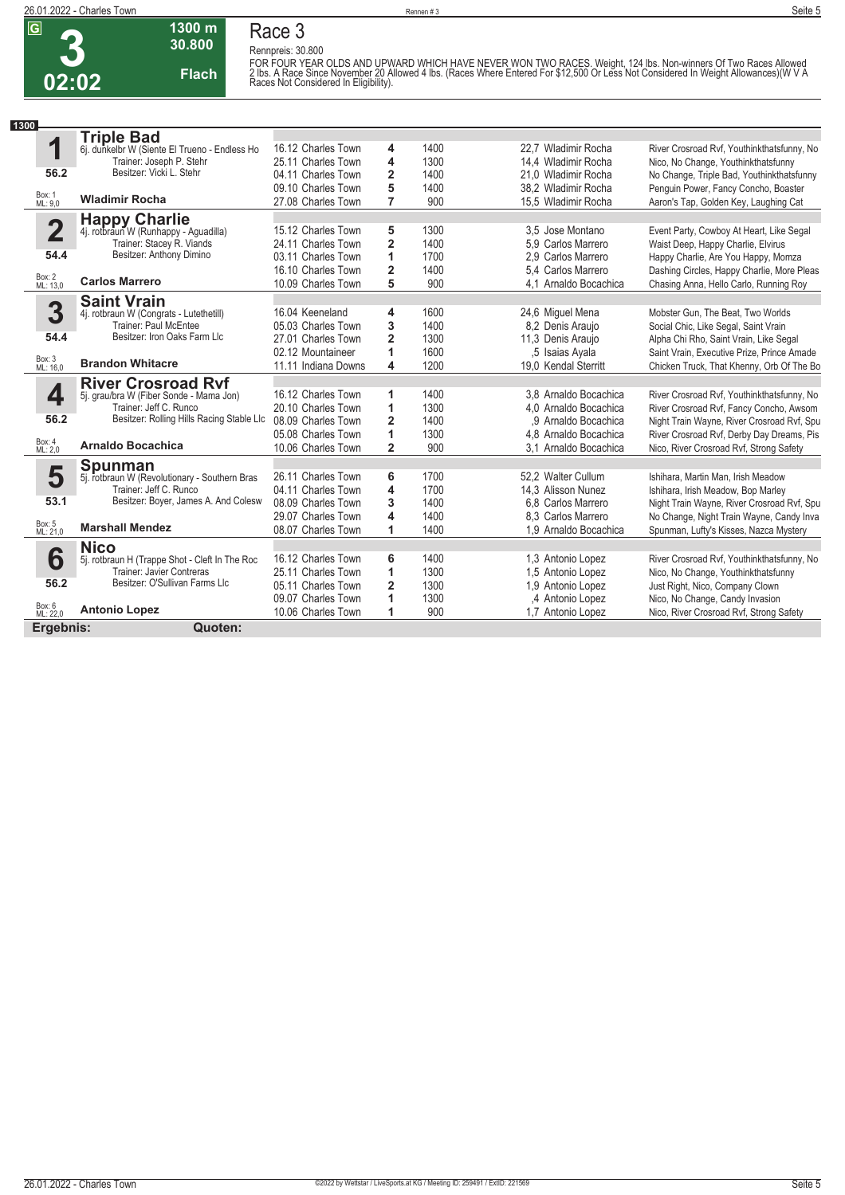# Race 3

**G**

**3**

**02:02**

**1300 m**
**30.800**
**Flach**

Rennpreis: 30.800

FOR FOUR YEAR OLDS AND UPWARD WHICH HAVE NEVER WON TWO RACES. Weight, 124 lbs. Non-winners Of Two Races Allowed 2 lbs. A Race Since November 20 Allowed 4 lbs. (Races Where Entered For $12,500 Or Less Not Considered In Weight Allowances)(W V A Races Not Considered In Eligibility).

**1300**

## 1 Triple Bad
6j. dunkelbr W (Siente El Trueno - Endless Ho
Trainer: Joseph P. Stehr
Besitzer: Vicki L. Stehr
**56.2**
Box: 1
ML: 9,0
**Wladimir Rocha**

| Datum | Bahn | Platz | Distanz | Quote / Reiter | Einlauf |
|---|---|---|---|---|---|
| 16.12 | Charles Town | 4 | 1400 | 22,7 Wladimir Rocha | River Crosroad Rvf, Youthinkthatsfunny, No |
| 25.11 | Charles Town | 4 | 1300 | 14,4 Wladimir Rocha | Nico, No Change, Youthinkthatsfunny |
| 04.11 | Charles Town | 2 | 1400 | 21,0 Wladimir Rocha | No Change, Triple Bad, Youthinkthatsfunny |
| 09.10 | Charles Town | 5 | 1400 | 38,2 Wladimir Rocha | Penguin Power, Fancy Concho, Boaster |
| 27.08 | Charles Town | 7 | 900 | 15,5 Wladimir Rocha | Aaron's Tap, Golden Key, Laughing Cat |

## 2 Happy Charlie
4j. rotbraun W (Runhappy - Aguadilla)
Trainer: Stacey R. Viands
Besitzer: Anthony Dimino
**54.4**
Box: 2
ML: 13,0
**Carlos Marrero**

| Datum | Bahn | Platz | Distanz | Quote / Reiter | Einlauf |
|---|---|---|---|---|---|
| 15.12 | Charles Town | 5 | 1300 | 3,5 Jose Montano | Event Party, Cowboy At Heart, Like Segal |
| 24.11 | Charles Town | 2 | 1400 | 5,9 Carlos Marrero | Waist Deep, Happy Charlie, Elvirus |
| 03.11 | Charles Town | 1 | 1700 | 2,9 Carlos Marrero | Happy Charlie, Are You Happy, Momza |
| 16.10 | Charles Town | 2 | 1400 | 5,4 Carlos Marrero | Dashing Circles, Happy Charlie, More Pleas |
| 10.09 | Charles Town | 5 | 900 | 4,1 Arnaldo Bocachica | Chasing Anna, Hello Carlo, Running Roy |

## 3 Saint Vrain
4j. rotbraun W (Congrats - Lutethetill)
Trainer: Paul McEntee
Besitzer: Iron Oaks Farm Llc
**54.4**
Box: 3
ML: 16,0
**Brandon Whitacre**

| Datum | Bahn | Platz | Distanz | Quote / Reiter | Einlauf |
|---|---|---|---|---|---|
| 16.04 | Keeneland | 4 | 1600 | 24,6 Miguel Mena | Mobster Gun, The Beat, Two Worlds |
| 05.03 | Charles Town | 3 | 1400 | 8,2 Denis Araujo | Social Chic, Like Segal, Saint Vrain |
| 27.01 | Charles Town | 2 | 1300 | 11,3 Denis Araujo | Alpha Chi Rho, Saint Vrain, Like Segal |
| 02.12 | Mountaineer | 1 | 1600 | ,5 Isaias Ayala | Saint Vrain, Executive Prize, Prince Amade |
| 11.11 | Indiana Downs | 4 | 1200 | 19,0 Kendal Sterritt | Chicken Truck, That Khenny, Orb Of The Bo |

## 4 River Crosroad Rvf
5j. grau/bra W (Fiber Sonde - Mama Jon)
Trainer: Jeff C. Runco
Besitzer: Rolling Hills Racing Stable Llc
**56.2**
Box: 4
ML: 2,0
**Arnaldo Bocachica**

| Datum | Bahn | Platz | Distanz | Quote / Reiter | Einlauf |
|---|---|---|---|---|---|
| 16.12 | Charles Town | 1 | 1400 | 3,8 Arnaldo Bocachica | River Crosroad Rvf, Youthinkthatsfunny, No |
| 20.10 | Charles Town | 1 | 1300 | 4,0 Arnaldo Bocachica | River Crosroad Rvf, Fancy Concho, Awsom |
| 08.09 | Charles Town | 2 | 1400 | ,9 Arnaldo Bocachica | Night Train Wayne, River Crosroad Rvf, Spu |
| 05.08 | Charles Town | 1 | 1300 | 4,8 Arnaldo Bocachica | River Crosroad Rvf, Derby Day Dreams, Pis |
| 10.06 | Charles Town | 2 | 900 | 3,1 Arnaldo Bocachica | Nico, River Crosroad Rvf, Strong Safety |

## 5 Spunman
5j. rotbraun W (Revolutionary - Southern Bras
Trainer: Jeff C. Runco
Besitzer: Boyer, James A. And Colesw
**53.1**
Box: 5
ML: 21,0
**Marshall Mendez**

| Datum | Bahn | Platz | Distanz | Quote / Reiter | Einlauf |
|---|---|---|---|---|---|
| 26.11 | Charles Town | 6 | 1700 | 52,2 Walter Cullum | Ishihara, Martin Man, Irish Meadow |
| 04.11 | Charles Town | 4 | 1700 | 14,3 Alisson Nunez | Ishihara, Irish Meadow, Bop Marley |
| 08.09 | Charles Town | 3 | 1400 | 6,8 Carlos Marrero | Night Train Wayne, River Crosroad Rvf, Spu |
| 29.07 | Charles Town | 4 | 1400 | 8,3 Carlos Marrero | No Change, Night Train Wayne, Candy Inva |
| 08.07 | Charles Town | 1 | 1400 | 1,9 Arnaldo Bocachica | Spunman, Lufty's Kisses, Nazca Mystery |

## 6 Nico
5j. rotbraun H (Trappe Shot - Cleft In The Roc
Trainer: Javier Contreras
Besitzer: O'Sullivan Farms Llc
**56.2**
Box: 6
ML: 22,0
**Antonio Lopez**

| Datum | Bahn | Platz | Distanz | Quote / Reiter | Einlauf |
|---|---|---|---|---|---|
| 16.12 | Charles Town | 6 | 1400 | 1,3 Antonio Lopez | River Crosroad Rvf, Youthinkthatsfunny, No |
| 25.11 | Charles Town | 1 | 1300 | 1,5 Antonio Lopez | Nico, No Change, Youthinkthatsfunny |
| 05.11 | Charles Town | 2 | 1300 | 1,9 Antonio Lopez | Just Right, Nico, Company Clown |
| 09.07 | Charles Town | 1 | 1300 | ,4 Antonio Lopez | Nico, No Change, Candy Invasion |
| 10.06 | Charles Town | 1 | 900 | 1,7 Antonio Lopez | Nico, River Crosroad Rvf, Strong Safety |

**Ergebnis:** **Quoten:**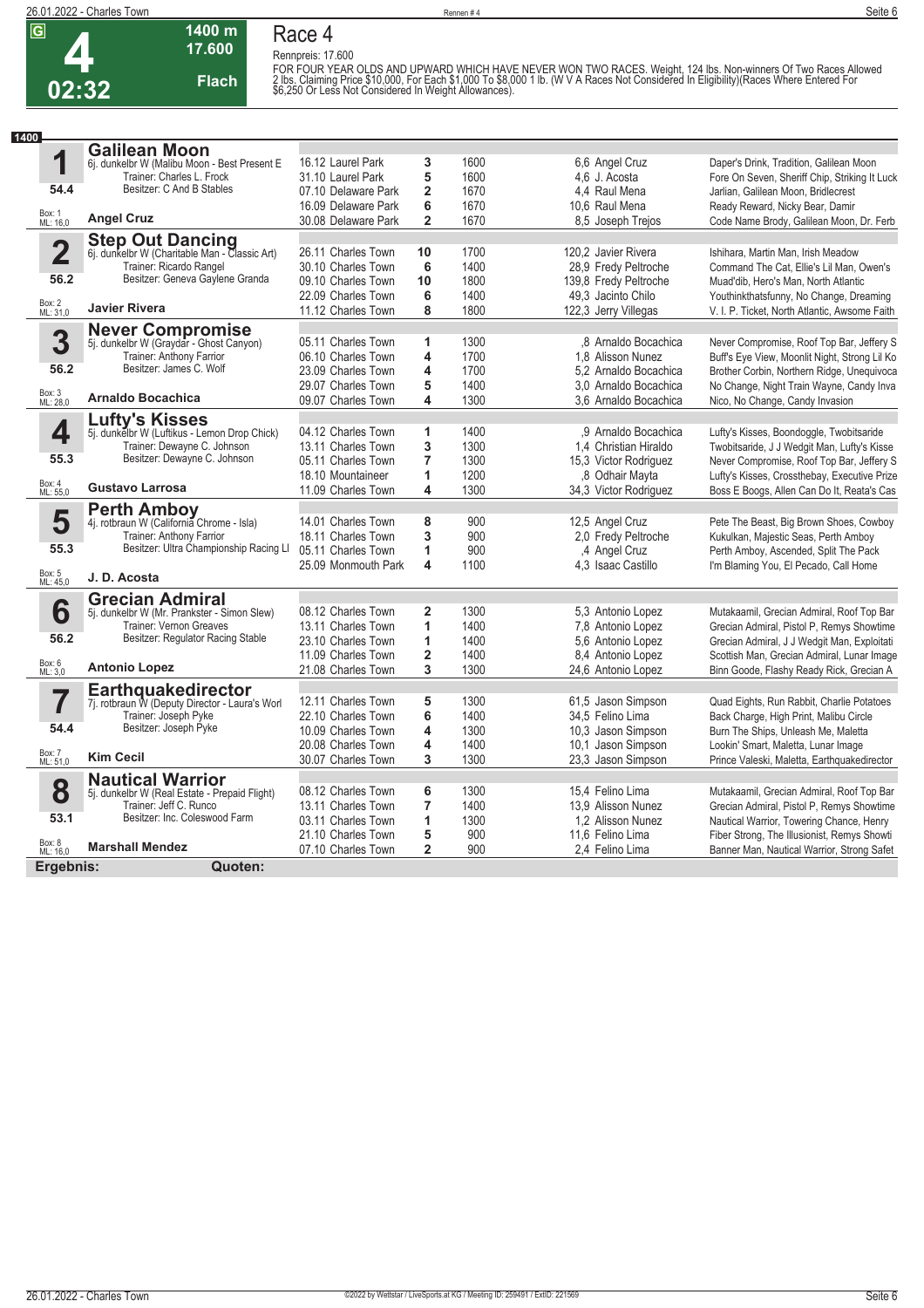# Race 4

**4** | 1400 m | 17.600 | Flach | 02:32

Rennpreis: 17.600

FOR FOUR YEAR OLDS AND UPWARD WHICH HAVE NEVER WON TWO RACES. Weight, 124 lbs. Non-winners Of Two Races Allowed 2 lbs. Claiming Price $10,000, For Each $1,000 To $8,000 1 lb. (W V A Races Not Considered In Eligibility)(Races Where Entered For $6,250 Or Less Not Considered In Weight Allowances).

**1400**

## 1 Galilean Moon
6j. dunkelbr W (Malibu Moon - Best Present E
Trainer: Charles L. Frock
Besitzer: C And B Stables
54.4
Box: 1 ML: 16,0
**Angel Cruz**

| Datum | Bahn | Platz | Distanz | Quote / Jockey | Einlauf |
|---|---|---|---|---|---|
| 16.12 | Laurel Park | 3 | 1600 | 6,6 Angel Cruz | Daper's Drink, Tradition, Galilean Moon |
| 31.10 | Laurel Park | 5 | 1600 | 4,6 J. Acosta | Fore On Seven, Sheriff Chip, Striking It Luck |
| 07.10 | Delaware Park | 2 | 1670 | 4,4 Raul Mena | Jarlian, Galilean Moon, Bridlecrest |
| 16.09 | Delaware Park | 6 | 1670 | 10,6 Raul Mena | Ready Reward, Nicky Bear, Damir |
| 30.08 | Delaware Park | 2 | 1670 | 8,5 Joseph Trejos | Code Name Brody, Galilean Moon, Dr. Ferb |

## 2 Step Out Dancing
6j. dunkelbr W (Charitable Man - Classic Art)
Trainer: Ricardo Rangel
Besitzer: Geneva Gaylene Granda
56.2
Box: 2 ML: 31,0
**Javier Rivera**

| Datum | Bahn | Platz | Distanz | Quote / Jockey | Einlauf |
|---|---|---|---|---|---|
| 26.11 | Charles Town | 10 | 1700 | 120,2 Javier Rivera | Ishihara, Martin Man, Irish Meadow |
| 30.10 | Charles Town | 6 | 1400 | 28,9 Fredy Peltroche | Command The Cat, Ellie's Lil Man, Owen's |
| 09.10 | Charles Town | 10 | 1800 | 139,8 Fredy Peltroche | Muad'dib, Hero's Man, North Atlantic |
| 22.09 | Charles Town | 6 | 1400 | 49,3 Jacinto Chilo | Youthinkthatsfunny, No Change, Dreaming |
| 11.12 | Charles Town | 8 | 1800 | 122,3 Jerry Villegas | V. I. P. Ticket, North Atlantic, Awsome Faith |

## 3 Never Compromise
5j. dunkelbr W (Graydar - Ghost Canyon)
Trainer: Anthony Farrior
Besitzer: James C. Wolf
56.2
Box: 3 ML: 28,0
**Arnaldo Bocachica**

| Datum | Bahn | Platz | Distanz | Quote / Jockey | Einlauf |
|---|---|---|---|---|---|
| 05.11 | Charles Town | 1 | 1300 | ,8 Arnaldo Bocachica | Never Compromise, Roof Top Bar, Jeffery S |
| 06.10 | Charles Town | 4 | 1700 | 1,8 Alisson Nunez | Buff's Eye View, Moonlit Night, Strong Lil Ko |
| 23.09 | Charles Town | 4 | 1700 | 5,2 Arnaldo Bocachica | Brother Corbin, Northern Ridge, Unequivoca |
| 29.07 | Charles Town | 5 | 1400 | 3,0 Arnaldo Bocachica | No Change, Night Train Wayne, Candy Inva |
| 09.07 | Charles Town | 4 | 1300 | 3,6 Arnaldo Bocachica | Nico, No Change, Candy Invasion |

## 4 Lufty's Kisses
5j. dunkelbr W (Luftikus - Lemon Drop Chick)
Trainer: Dewayne C. Johnson
Besitzer: Dewayne C. Johnson
55.3
Box: 4 ML: 55,0
**Gustavo Larrosa**

| Datum | Bahn | Platz | Distanz | Quote / Jockey | Einlauf |
|---|---|---|---|---|---|
| 04.12 | Charles Town | 1 | 1400 | ,9 Arnaldo Bocachica | Lufty's Kisses, Boondoggle, Twobitsaride |
| 13.11 | Charles Town | 3 | 1300 | 1,4 Christian Hiraldo | Twobitsaride, J J Wedgit Man, Lufty's Kisse |
| 05.11 | Charles Town | 7 | 1300 | 15,3 Victor Rodriguez | Never Compromise, Roof Top Bar, Jeffery S |
| 18.10 | Mountaineer | 1 | 1200 | ,8 Odhair Mayta | Lufty's Kisses, Crossthebay, Executive Prize |
| 11.09 | Charles Town | 4 | 1300 | 34,3 Victor Rodriguez | Boss E Boogs, Allen Can Do It, Reata's Cas |

## 5 Perth Amboy
4j. rotbraun W (California Chrome - Isla)
Trainer: Anthony Farrior
Besitzer: Ultra Championship Racing Ll
55.3
Box: 5 ML: 45,0
**J. D. Acosta**

| Datum | Bahn | Platz | Distanz | Quote / Jockey | Einlauf |
|---|---|---|---|---|---|
| 14.01 | Charles Town | 8 | 900 | 12,5 Angel Cruz | Pete The Beast, Big Brown Shoes, Cowboy |
| 18.11 | Charles Town | 3 | 900 | 2,0 Fredy Peltroche | Kukulkan, Majestic Seas, Perth Amboy |
| 05.11 | Charles Town | 1 | 900 | ,4 Angel Cruz | Perth Amboy, Ascended, Split The Pack |
| 25.09 | Monmouth Park | 4 | 1100 | 4,3 Isaac Castillo | I'm Blaming You, El Pecado, Call Home |

## 6 Grecian Admiral
5j. dunkelbr W (Mr. Prankster - Simon Slew)
Trainer: Vernon Greaves
Besitzer: Regulator Racing Stable
56.2
Box: 6 ML: 3,0
**Antonio Lopez**

| Datum | Bahn | Platz | Distanz | Quote / Jockey | Einlauf |
|---|---|---|---|---|---|
| 08.12 | Charles Town | 2 | 1300 | 5,3 Antonio Lopez | Mutakaamil, Grecian Admiral, Roof Top Bar |
| 13.11 | Charles Town | 1 | 1400 | 7,8 Antonio Lopez | Grecian Admiral, Pistol P, Remys Showtime |
| 23.10 | Charles Town | 1 | 1400 | 5,6 Antonio Lopez | Grecian Admiral, J J Wedgit Man, Exploitati |
| 11.09 | Charles Town | 2 | 1400 | 8,4 Antonio Lopez | Scottish Man, Grecian Admiral, Lunar Image |
| 21.08 | Charles Town | 3 | 1300 | 24,6 Antonio Lopez | Binn Goode, Flashy Ready Rick, Grecian A |

## 7 Earthquakedirector
7j. rotbraun W (Deputy Director - Laura's Worl
Trainer: Joseph Pyke
Besitzer: Joseph Pyke
54.4
Box: 7 ML: 51,0
**Kim Cecil**

| Datum | Bahn | Platz | Distanz | Quote / Jockey | Einlauf |
|---|---|---|---|---|---|
| 12.11 | Charles Town | 5 | 1300 | 61,5 Jason Simpson | Quad Eights, Run Rabbit, Charlie Potatoes |
| 22.10 | Charles Town | 6 | 1400 | 34,5 Felino Lima | Back Charge, High Print, Malibu Circle |
| 10.09 | Charles Town | 4 | 1300 | 10,3 Jason Simpson | Burn The Ships, Unleash Me, Maletta |
| 20.08 | Charles Town | 4 | 1400 | 10,1 Jason Simpson | Lookin' Smart, Maletta, Lunar Image |
| 30.07 | Charles Town | 3 | 1300 | 23,3 Jason Simpson | Prince Valeski, Maletta, Earthquakedirector |

## 8 Nautical Warrior
5j. dunkelbr W (Real Estate - Prepaid Flight)
Trainer: Jeff C. Runco
Besitzer: Inc. Coleswood Farm
53.1
Box: 8 ML: 16,0
**Marshall Mendez**

| Datum | Bahn | Platz | Distanz | Quote / Jockey | Einlauf |
|---|---|---|---|---|---|
| 08.12 | Charles Town | 6 | 1300 | 15,4 Felino Lima | Mutakaamil, Grecian Admiral, Roof Top Bar |
| 13.11 | Charles Town | 7 | 1400 | 13,9 Alisson Nunez | Grecian Admiral, Pistol P, Remys Showtime |
| 03.11 | Charles Town | 1 | 1300 | 1,2 Alisson Nunez | Nautical Warrior, Towering Chance, Henry |
| 21.10 | Charles Town | 5 | 900 | 11,6 Felino Lima | Fiber Strong, The Illusionist, Remys Showti |
| 07.10 | Charles Town | 2 | 900 | 2,4 Felino Lima | Banner Man, Nautical Warrior, Strong Safet |

**Ergebnis:** **Quoten:**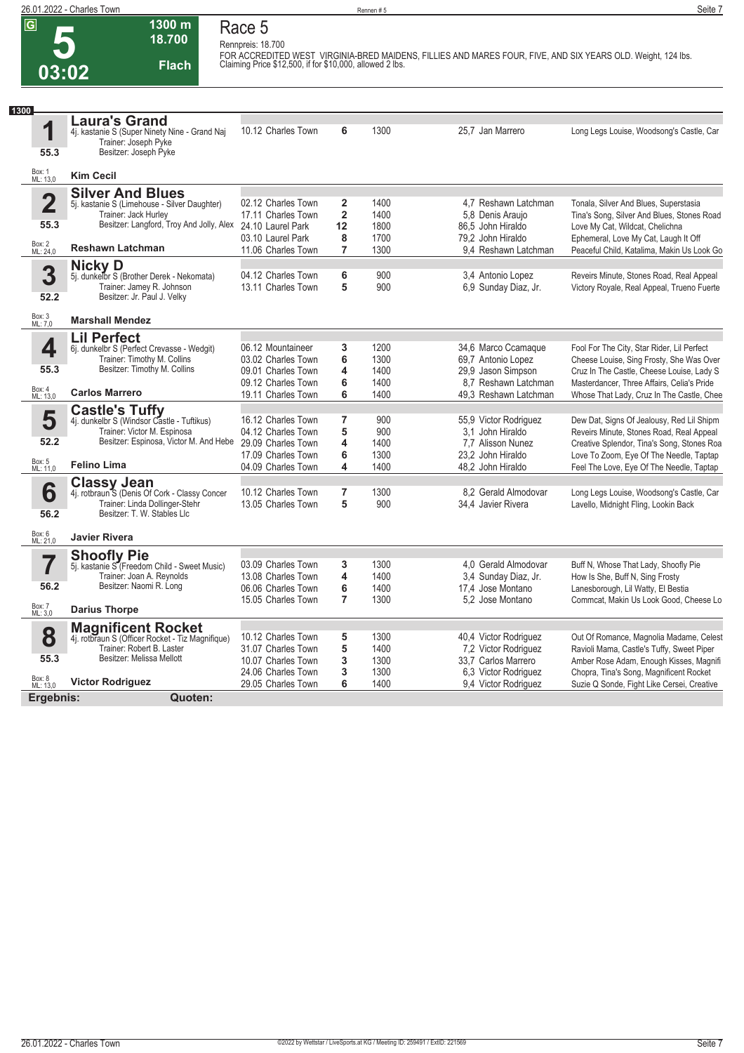# Race 5

**5** — 03:02 — 1300 m — 18.700 — Flach

Rennpreis: 18.700

FOR ACCREDITED WEST VIRGINIA-BRED MAIDENS, FILLIES AND MARES FOUR, FIVE, AND SIX YEARS OLD. Weight, 124 lbs. Claiming Price $12,500, if for $10,000, allowed 2 lbs.

**1300**

## 1 Laura's Grand
4j. kastanie S (Super Ninety Nine - Grand Naj)
Trainer: Joseph Pyke
Besitzer: Joseph Pyke
55.3
Box: 1 ML: 13,0
**Kim Cecil**

| Datum | Bahn | Platz | Distanz | Quote | Jockey | Einlauf |
|---|---|---|---|---|---|---|
| 10.12 | Charles Town | 6 | 1300 | 25,7 | Jan Marrero | Long Legs Louise, Woodsong's Castle, Car |

## 2 Silver And Blues
5j. kastanie S (Limehouse - Silver Daughter)
Trainer: Jack Hurley
Besitzer: Langford, Troy And Jolly, Alex
55.3
Box: 2 ML: 24,0
**Reshawn Latchman**

| Datum | Bahn | Platz | Distanz | Quote | Jockey | Einlauf |
|---|---|---|---|---|---|---|
| 02.12 | Charles Town | 2 | 1400 | 4,7 | Reshawn Latchman | Tonala, Silver And Blues, Superstasia |
| 17.11 | Charles Town | 2 | 1400 | 5,8 | Denis Araujo | Tina's Song, Silver And Blues, Stones Road |
| 24.10 | Laurel Park | 12 | 1800 | 86,5 | John Hiraldo | Love My Cat, Wildcat, Chelichna |
| 03.10 | Laurel Park | 8 | 1700 | 79,2 | John Hiraldo | Ephemeral, Love My Cat, Laugh It Off |
| 11.06 | Charles Town | 7 | 1300 | 9,4 | Reshawn Latchman | Peaceful Child, Katalima, Makin Us Look Go |

## 3 Nicky D
5j. dunkelbr S (Brother Derek - Nekomata)
Trainer: Jamey R. Johnson
Besitzer: Jr. Paul J. Velky
52.2
Box: 3 ML: 7,0
**Marshall Mendez**

| Datum | Bahn | Platz | Distanz | Quote | Jockey | Einlauf |
|---|---|---|---|---|---|---|
| 04.12 | Charles Town | 6 | 900 | 3,4 | Antonio Lopez | Reveirs Minute, Stones Road, Real Appeal |
| 13.11 | Charles Town | 5 | 900 | 6,9 | Sunday Diaz, Jr. | Victory Royale, Real Appeal, Trueno Fuerte |

## 4 Lil Perfect
6j. dunkelbr S (Perfect Crevasse - Wedgit)
Trainer: Timothy M. Collins
Besitzer: Timothy M. Collins
55.3
Box: 4 ML: 13,0
**Carlos Marrero**

| Datum | Bahn | Platz | Distanz | Quote | Jockey | Einlauf |
|---|---|---|---|---|---|---|
| 06.12 | Mountaineer | 3 | 1200 | 34,6 | Marco Ccamaque | Fool For The City, Star Rider, Lil Perfect |
| 03.02 | Charles Town | 6 | 1300 | 69,7 | Antonio Lopez | Cheese Louise, Sing Frosty, She Was Over |
| 09.01 | Charles Town | 4 | 1400 | 29,9 | Jason Simpson | Cruz In The Castle, Cheese Louise, Lady S |
| 09.12 | Charles Town | 6 | 1400 | 8,7 | Reshawn Latchman | Masterdancer, Three Affairs, Celia's Pride |
| 19.11 | Charles Town | 6 | 1400 | 49,3 | Reshawn Latchman | Whose That Lady, Cruz In The Castle, Chee |

## 5 Castle's Tuffy
4j. dunkelbr S (Windsor Castle - Tuftikus)
Trainer: Victor M. Espinosa
Besitzer: Espinosa, Victor M. And Hebe
52.2
Box: 5 ML: 11,0
**Felino Lima**

| Datum | Bahn | Platz | Distanz | Quote | Jockey | Einlauf |
|---|---|---|---|---|---|---|
| 16.12 | Charles Town | 7 | 900 | 55,9 | Victor Rodriguez | Dew Dat, Signs Of Jealousy, Red Lil Shipm |
| 04.12 | Charles Town | 5 | 900 | 3,1 | John Hiraldo | Reveirs Minute, Stones Road, Real Appeal |
| 29.09 | Charles Town | 4 | 1400 | 7,7 | Alisson Nunez | Creative Splendor, Tina's Song, Stones Roa |
| 17.09 | Charles Town | 6 | 1300 | 23,2 | John Hiraldo | Love To Zoom, Eye Of The Needle, Taptap |
| 04.09 | Charles Town | 4 | 1400 | 48,2 | John Hiraldo | Feel The Love, Eye Of The Needle, Taptap |

## 6 Classy Jean
4j. rotbraun S (Denis Of Cork - Classy Concer)
Trainer: Linda Dollinger-Stehr
Besitzer: T. W. Stables Llc
56.2
Box: 6 ML: 21,0
**Javier Rivera**

| Datum | Bahn | Platz | Distanz | Quote | Jockey | Einlauf |
|---|---|---|---|---|---|---|
| 10.12 | Charles Town | 7 | 1300 | 8,2 | Gerald Almodovar | Long Legs Louise, Woodsong's Castle, Car |
| 13.05 | Charles Town | 5 | 900 | 34,4 | Javier Rivera | Lavello, Midnight Fling, Lookin Back |

## 7 Shoofly Pie
5j. kastanie S (Freedom Child - Sweet Music)
Trainer: Joan A. Reynolds
Besitzer: Naomi R. Long
56.2
Box: 7 ML: 3,0
**Darius Thorpe**

| Datum | Bahn | Platz | Distanz | Quote | Jockey | Einlauf |
|---|---|---|---|---|---|---|
| 03.09 | Charles Town | 3 | 1300 | 4,0 | Gerald Almodovar | Buff N, Whose That Lady, Shoofly Pie |
| 13.08 | Charles Town | 4 | 1400 | 3,4 | Sunday Diaz, Jr. | How Is She, Buff N, Sing Frosty |
| 06.06 | Charles Town | 6 | 1400 | 17,4 | Jose Montano | Lanesborough, Lil Watty, El Bestia |
| 15.05 | Charles Town | 7 | 1300 | 5,2 | Jose Montano | Commcat, Makin Us Look Good, Cheese Lo |

## 8 Magnificent Rocket
4j. rotbraun S (Officer Rocket - Tiz Magnifique)
Trainer: Robert B. Laster
Besitzer: Melissa Mellott
55.3
Box: 8 ML: 13,0
**Victor Rodriguez**

| Datum | Bahn | Platz | Distanz | Quote | Jockey | Einlauf |
|---|---|---|---|---|---|---|
| 10.12 | Charles Town | 5 | 1300 | 40,4 | Victor Rodriguez | Out Of Romance, Magnolia Madame, Celest |
| 31.07 | Charles Town | 5 | 1400 | 7,2 | Victor Rodriguez | Ravioli Mama, Castle's Tuffy, Sweet Piper |
| 10.07 | Charles Town | 3 | 1300 | 33,7 | Carlos Marrero | Amber Rose Adam, Enough Kisses, Magnifi |
| 24.06 | Charles Town | 3 | 1300 | 6,3 | Victor Rodriguez | Chopra, Tina's Song, Magnificent Rocket |
| 29.05 | Charles Town | 6 | 1400 | 9,4 | Victor Rodriguez | Suzie Q Sonde, Fight Like Cersei, Creative |

**Ergebnis:** **Quoten:**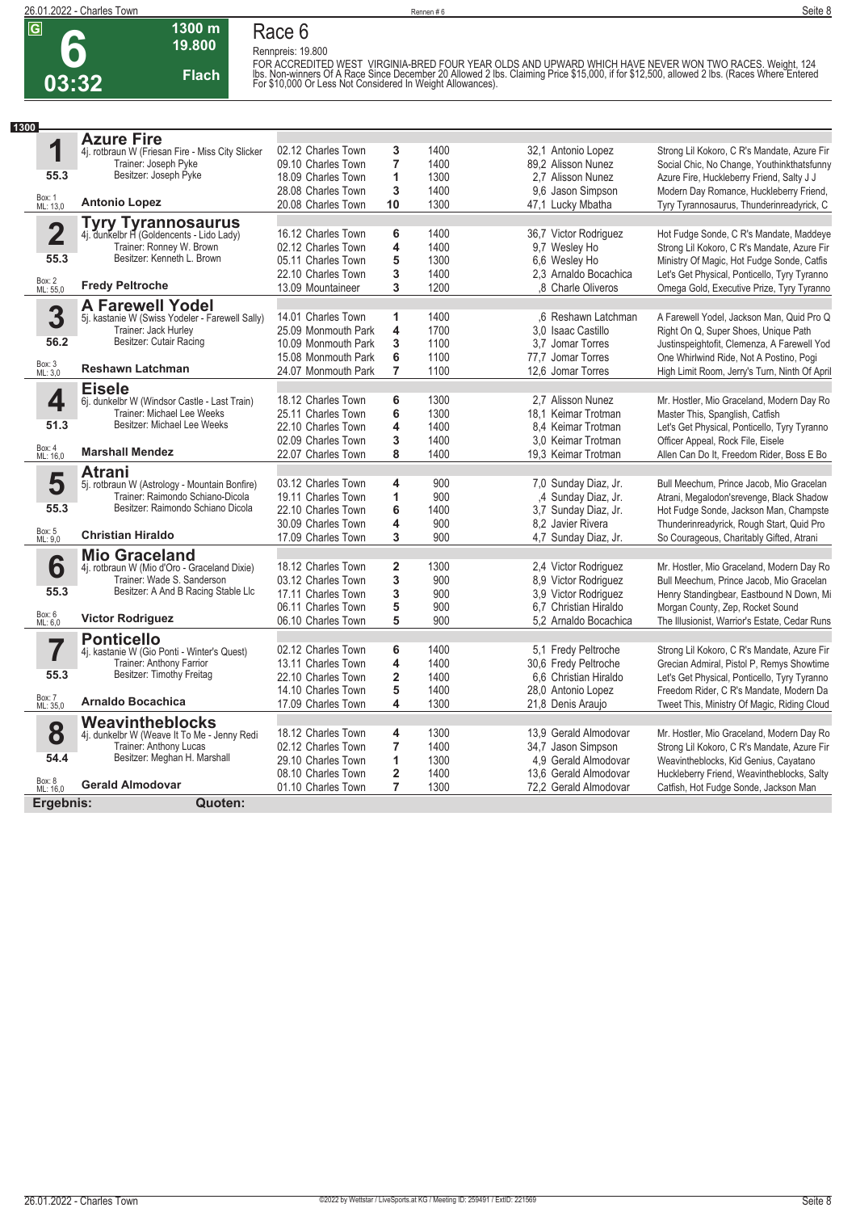# Race 6

**6** — 03:32 — 1300 m — 19.800 — Flach

Rennpreis: 19.800

FOR ACCREDITED WEST VIRGINIA-BRED FOUR YEAR OLDS AND UPWARD WHICH HAVE NEVER WON TWO RACES. Weight, 124 lbs. Non-winners Of A Race Since December 20 Allowed 2 lbs. Claiming Price $15,000, if for $12,500, allowed 2 lbs. (Races Where Entered For $10,000 Or Less Not Considered In Weight Allowances).

**1300**

## 1 Azure Fire
4j. rotbraun W (Friesan Fire - Miss City Slicker)
Trainer: Joseph Pyke
Besitzer: Joseph Pyke
55.3 — Box: 1 — ML: 13,0
**Antonio Lopez**

| Datum | Bahn | Platz | Distanz | Quote / Jockey | Einlauf |
|---|---|---|---|---|---|
| 02.12 | Charles Town | 3 | 1400 | 32,1 Antonio Lopez | Strong Lil Kokoro, C R's Mandate, Azure Fir |
| 09.10 | Charles Town | 7 | 1400 | 89,2 Alisson Nunez | Social Chic, No Change, Youthinkthatsfunny |
| 18.09 | Charles Town | 1 | 1300 | 2,7 Alisson Nunez | Azure Fire, Huckleberry Friend, Salty J J |
| 28.08 | Charles Town | 3 | 1400 | 9,6 Jason Simpson | Modern Day Romance, Huckleberry Friend, |
| 20.08 | Charles Town | 10 | 1300 | 47,1 Lucky Mbatha | Tyry Tyrannosaurus, Thunderinreadyrick, C |

## 2 Tyry Tyrannosaurus
4j. dunkelbr H (Goldencents - Lido Lady)
Trainer: Ronney W. Brown
Besitzer: Kenneth L. Brown
55.3 — Box: 2 — ML: 55,0
**Fredy Peltroche**

| Datum | Bahn | Platz | Distanz | Quote / Jockey | Einlauf |
|---|---|---|---|---|---|
| 16.12 | Charles Town | 6 | 1400 | 36,7 Victor Rodriguez | Hot Fudge Sonde, C R's Mandate, Maddeye |
| 02.12 | Charles Town | 4 | 1400 | 9,7 Wesley Ho | Strong Lil Kokoro, C R's Mandate, Azure Fir |
| 05.11 | Charles Town | 5 | 1300 | 6,6 Wesley Ho | Ministry Of Magic, Hot Fudge Sonde, Catfis |
| 22.10 | Charles Town | 3 | 1400 | 2,3 Arnaldo Bocachica | Let's Get Physical, Ponticello, Tyry Tyranno |
| 13.09 | Mountaineer | 3 | 1200 | ,8 Charle Oliveros | Omega Gold, Executive Prize, Tyry Tyranno |

## 3 A Farewell Yodel
5j. kastanie W (Swiss Yodeler - Farewell Sally)
Trainer: Jack Hurley
Besitzer: Cutair Racing
56.2 — Box: 3 — ML: 3,0
**Reshawn Latchman**

| Datum | Bahn | Platz | Distanz | Quote / Jockey | Einlauf |
|---|---|---|---|---|---|
| 14.01 | Charles Town | 1 | 1400 | ,6 Reshawn Latchman | A Farewell Yodel, Jackson Man, Quid Pro Q |
| 25.09 | Monmouth Park | 4 | 1700 | 3,0 Isaac Castillo | Right On Q, Super Shoes, Unique Path |
| 10.09 | Monmouth Park | 3 | 1100 | 3,7 Jomar Torres | Justinspeightofit, Clemenza, A Farewell Yod |
| 15.08 | Monmouth Park | 6 | 1100 | 77,7 Jomar Torres | One Whirlwind Ride, Not A Postino, Pogi |
| 24.07 | Monmouth Park | 7 | 1100 | 12,6 Jomar Torres | High Limit Room, Jerry's Turn, Ninth Of April |

## 4 Eisele
6j. dunkelbr W (Windsor Castle - Last Train)
Trainer: Michael Lee Weeks
Besitzer: Michael Lee Weeks
51.3 — Box: 4 — ML: 16,0
**Marshall Mendez**

| Datum | Bahn | Platz | Distanz | Quote / Jockey | Einlauf |
|---|---|---|---|---|---|
| 18.12 | Charles Town | 6 | 1300 | 2,7 Alisson Nunez | Mr. Hostler, Mio Graceland, Modern Day Ro |
| 25.11 | Charles Town | 6 | 1300 | 18,1 Keimar Trotman | Master This, Spanglish, Catfish |
| 22.10 | Charles Town | 4 | 1400 | 8,4 Keimar Trotman | Let's Get Physical, Ponticello, Tyry Tyranno |
| 02.09 | Charles Town | 3 | 1400 | 3,0 Keimar Trotman | Officer Appeal, Rock File, Eisele |
| 22.07 | Charles Town | 8 | 1400 | 19,3 Keimar Trotman | Allen Can Do It, Freedom Rider, Boss E Bo |

## 5 Atrani
5j. rotbraun W (Astrology - Mountain Bonfire)
Trainer: Raimondo Schiano-Dicola
Besitzer: Raimondo Schiano Dicola
55.3 — Box: 5 — ML: 9,0
**Christian Hiraldo**

| Datum | Bahn | Platz | Distanz | Quote / Jockey | Einlauf |
|---|---|---|---|---|---|
| 03.12 | Charles Town | 4 | 900 | 7,0 Sunday Diaz, Jr. | Bull Meechum, Prince Jacob, Mio Gracelan |
| 19.11 | Charles Town | 1 | 900 | ,4 Sunday Diaz, Jr. | Atrani, Megalodon'srevenge, Black Shadow |
| 22.10 | Charles Town | 6 | 1400 | 3,7 Sunday Diaz, Jr. | Hot Fudge Sonde, Jackson Man, Champste |
| 30.09 | Charles Town | 4 | 900 | 8,2 Javier Rivera | Thunderinreadyrick, Rough Start, Quid Pro |
| 17.09 | Charles Town | 3 | 900 | 4,7 Sunday Diaz, Jr. | So Courageous, Charitably Gifted, Atrani |

## 6 Mio Graceland
4j. rotbraun W (Mio d'Oro - Graceland Dixie)
Trainer: Wade S. Sanderson
Besitzer: A And B Racing Stable Llc
55.3 — Box: 6 — ML: 6,0
**Victor Rodriguez**

| Datum | Bahn | Platz | Distanz | Quote / Jockey | Einlauf |
|---|---|---|---|---|---|
| 18.12 | Charles Town | 2 | 1300 | 2,4 Victor Rodriguez | Mr. Hostler, Mio Graceland, Modern Day Ro |
| 03.12 | Charles Town | 3 | 900 | 8,9 Victor Rodriguez | Bull Meechum, Prince Jacob, Mio Gracelan |
| 17.11 | Charles Town | 3 | 900 | 3,9 Victor Rodriguez | Henry Standingbear, Eastbound N Down, Mi |
| 06.11 | Charles Town | 5 | 900 | 6,7 Christian Hiraldo | Morgan County, Zep, Rocket Sound |
| 06.10 | Charles Town | 5 | 900 | 5,2 Arnaldo Bocachica | The Illusionist, Warrior's Estate, Cedar Runs |

## 7 Ponticello
4j. kastanie W (Gio Ponti - Winter's Quest)
Trainer: Anthony Farrior
Besitzer: Timothy Freitag
55.3 — Box: 7 — ML: 35,0
**Arnaldo Bocachica**

| Datum | Bahn | Platz | Distanz | Quote / Jockey | Einlauf |
|---|---|---|---|---|---|
| 02.12 | Charles Town | 6 | 1400 | 5,1 Fredy Peltroche | Strong Lil Kokoro, C R's Mandate, Azure Fir |
| 13.11 | Charles Town | 4 | 1400 | 30,6 Fredy Peltroche | Grecian Admiral, Pistol P, Remys Showtime |
| 22.10 | Charles Town | 2 | 1400 | 6,6 Christian Hiraldo | Let's Get Physical, Ponticello, Tyry Tyranno |
| 14.10 | Charles Town | 5 | 1400 | 28,0 Antonio Lopez | Freedom Rider, C R's Mandate, Modern Da |
| 17.09 | Charles Town | 4 | 1300 | 21,8 Denis Araujo | Tweet This, Ministry Of Magic, Riding Cloud |

## 8 Weavintheblocks
4j. dunkelbr W (Weave It To Me - Jenny Redi)
Trainer: Anthony Lucas
Besitzer: Meghan H. Marshall
54.4 — Box: 8 — ML: 16,0
**Gerald Almodovar**

| Datum | Bahn | Platz | Distanz | Quote / Jockey | Einlauf |
|---|---|---|---|---|---|
| 18.12 | Charles Town | 4 | 1300 | 13,9 Gerald Almodovar | Mr. Hostler, Mio Graceland, Modern Day Ro |
| 02.12 | Charles Town | 7 | 1400 | 34,7 Jason Simpson | Strong Lil Kokoro, C R's Mandate, Azure Fir |
| 29.10 | Charles Town | 1 | 1300 | 4,9 Gerald Almodovar | Weavintheblocks, Kid Genius, Cayatano |
| 08.10 | Charles Town | 2 | 1400 | 13,6 Gerald Almodovar | Huckleberry Friend, Weavintheblocks, Salty |
| 01.10 | Charles Town | 7 | 1300 | 72,2 Gerald Almodovar | Catfish, Hot Fudge Sonde, Jackson Man |

**Ergebnis:** **Quoten:**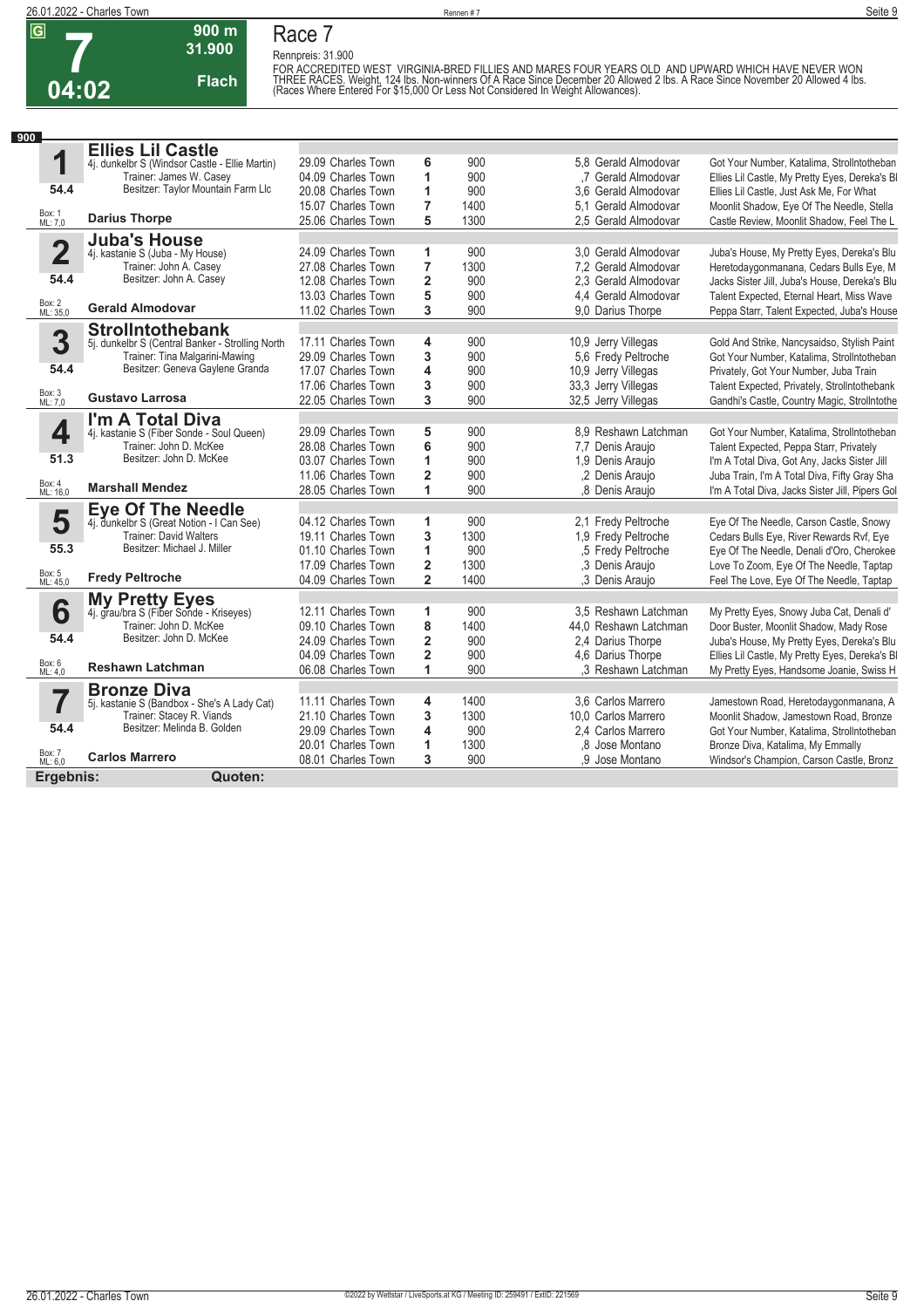# Race 7

**G** | **7** | **04:02** | **900 m** | **31.900** | **Flach**

Rennpreis: 31.900

FOR ACCREDITED WEST VIRGINIA-BRED FILLIES AND MARES FOUR YEARS OLD AND UPWARD WHICH HAVE NEVER WON THREE RACES. Weight, 124 lbs. Non-winners Of A Race Since December 20 Allowed 2 lbs. A Race Since November 20 Allowed 4 lbs. (Races Where Entered For $15,000 Or Less Not Considered In Weight Allowances).

**900**

## 1 Ellies Lil Castle

4j. dunkelbr S (Windsor Castle - Ellie Martin)
Trainer: James W. Casey
Besitzer: Taylor Mountain Farm Llc
54.4
Box: 1 ML: 7,0
**Darius Thorpe**

| Datum | Bahn | Platz | Distanz | Quote | Jockey | Einlauf |
|---|---|---|---|---|---|---|
| 29.09 | Charles Town | 6 | 900 | 5,8 | Gerald Almodovar | Got Your Number, Katalima, Strollntotheban |
| 04.09 | Charles Town | 1 | 900 | ,7 | Gerald Almodovar | Ellies Lil Castle, My Pretty Eyes, Dereka's Bl |
| 20.08 | Charles Town | 1 | 900 | 3,6 | Gerald Almodovar | Ellies Lil Castle, Just Ask Me, For What |
| 15.07 | Charles Town | 7 | 1400 | 5,1 | Gerald Almodovar | Moonlit Shadow, Eye Of The Needle, Stella |
| 25.06 | Charles Town | 5 | 1300 | 2,5 | Gerald Almodovar | Castle Review, Moonlit Shadow, Feel The L |

## 2 Juba's House

4j. kastanie S (Juba - My House)
Trainer: John A. Casey
Besitzer: John A. Casey
54.4
Box: 2 ML: 35,0
**Gerald Almodovar**

| Datum | Bahn | Platz | Distanz | Quote | Jockey | Einlauf |
|---|---|---|---|---|---|---|
| 24.09 | Charles Town | 1 | 900 | 3,0 | Gerald Almodovar | Juba's House, My Pretty Eyes, Dereka's Blu |
| 27.08 | Charles Town | 7 | 1300 | 7,2 | Gerald Almodovar | Heretodaygonmanana, Cedars Bulls Eye, M |
| 12.08 | Charles Town | 2 | 900 | 2,3 | Gerald Almodovar | Jacks Sister Jill, Juba's House, Dereka's Blu |
| 13.03 | Charles Town | 5 | 900 | 4,4 | Gerald Almodovar | Talent Expected, Eternal Heart, Miss Wave |
| 11.02 | Charles Town | 3 | 900 | 9,0 | Darius Thorpe | Peppa Starr, Talent Expected, Juba's House |

## 3 Strollntothebank

5j. dunkelbr S (Central Banker - Strolling North
Trainer: Tina Malgarini-Mawing
Besitzer: Geneva Gaylene Granda
54.4
Box: 3 ML: 7,0
**Gustavo Larrosa**

| Datum | Bahn | Platz | Distanz | Quote | Jockey | Einlauf |
|---|---|---|---|---|---|---|
| 17.11 | Charles Town | 4 | 900 | 10,9 | Jerry Villegas | Gold And Strike, Nancysaidso, Stylish Paint |
| 29.09 | Charles Town | 3 | 900 | 5,6 | Fredy Peltroche | Got Your Number, Katalima, Strollntotheban |
| 17.07 | Charles Town | 4 | 900 | 10,9 | Jerry Villegas | Privately, Got Your Number, Juba Train |
| 17.06 | Charles Town | 3 | 900 | 33,3 | Jerry Villegas | Talent Expected, Privately, Strollntothebank |
| 22.05 | Charles Town | 3 | 900 | 32,5 | Jerry Villegas | Gandhi's Castle, Country Magic, Strollntothe |

## 4 I'm A Total Diva

4j. kastanie S (Fiber Sonde - Soul Queen)
Trainer: John D. McKee
Besitzer: John D. McKee
51.3
Box: 4 ML: 16,0
**Marshall Mendez**

| Datum | Bahn | Platz | Distanz | Quote | Jockey | Einlauf |
|---|---|---|---|---|---|---|
| 29.09 | Charles Town | 5 | 900 | 8,9 | Reshawn Latchman | Got Your Number, Katalima, Strollntotheban |
| 28.08 | Charles Town | 6 | 900 | 7,7 | Denis Araujo | Talent Expected, Peppa Starr, Privately |
| 03.07 | Charles Town | 1 | 900 | 1,9 | Denis Araujo | I'm A Total Diva, Got Any, Jacks Sister Jill |
| 11.06 | Charles Town | 2 | 900 | ,2 | Denis Araujo | Juba Train, I'm A Total Diva, Fifty Gray Sha |
| 28.05 | Charles Town | 1 | 900 | ,8 | Denis Araujo | I'm A Total Diva, Jacks Sister Jill, Pipers Gol |

## 5 Eye Of The Needle

4j. dunkelbr S (Great Notion - I Can See)
Trainer: David Walters
Besitzer: Michael J. Miller
55.3
Box: 5 ML: 45,0
**Fredy Peltroche**

| Datum | Bahn | Platz | Distanz | Quote | Jockey | Einlauf |
|---|---|---|---|---|---|---|
| 04.12 | Charles Town | 1 | 900 | 2,1 | Fredy Peltroche | Eye Of The Needle, Carson Castle, Snowy |
| 19.11 | Charles Town | 3 | 1300 | 1,9 | Fredy Peltroche | Cedars Bulls Eye, River Rewards Rvf, Eye |
| 01.10 | Charles Town | 1 | 900 | ,5 | Fredy Peltroche | Eye Of The Needle, Denali d'Oro, Cherokee |
| 17.09 | Charles Town | 2 | 1300 | ,3 | Denis Araujo | Love To Zoom, Eye Of The Needle, Taptap |
| 04.09 | Charles Town | 2 | 1400 | ,3 | Denis Araujo | Feel The Love, Eye Of The Needle, Taptap |

## 6 My Pretty Eyes

4j. grau/bra S (Fiber Sonde - Kriseyes)
Trainer: John D. McKee
Besitzer: John D. McKee
54.4
Box: 6 ML: 4,0
**Reshawn Latchman**

| Datum | Bahn | Platz | Distanz | Quote | Jockey | Einlauf |
|---|---|---|---|---|---|---|
| 12.11 | Charles Town | 1 | 900 | 3,5 | Reshawn Latchman | My Pretty Eyes, Snowy Juba Cat, Denali d' |
| 09.10 | Charles Town | 8 | 1400 | 44,0 | Reshawn Latchman | Door Buster, Moonlit Shadow, Mady Rose |
| 24.09 | Charles Town | 2 | 900 | 2,4 | Darius Thorpe | Juba's House, My Pretty Eyes, Dereka's Blu |
| 04.09 | Charles Town | 2 | 900 | 4,6 | Darius Thorpe | Ellies Lil Castle, My Pretty Eyes, Dereka's Bl |
| 06.08 | Charles Town | 1 | 900 | ,3 | Reshawn Latchman | My Pretty Eyes, Handsome Joanie, Swiss H |

## 7 Bronze Diva

5j. kastanie S (Bandbox - She's A Lady Cat)
Trainer: Stacey R. Viands
Besitzer: Melinda B. Golden
54.4
Box: 7 ML: 6,0
**Carlos Marrero**

| Datum | Bahn | Platz | Distanz | Quote | Jockey | Einlauf |
|---|---|---|---|---|---|---|
| 11.11 | Charles Town | 4 | 1400 | 3,6 | Carlos Marrero | Jamestown Road, Heretodaygonmanana, A |
| 21.10 | Charles Town | 3 | 1300 | 10,0 | Carlos Marrero | Moonlit Shadow, Jamestown Road, Bronze |
| 29.09 | Charles Town | 4 | 900 | 2,4 | Carlos Marrero | Got Your Number, Katalima, Strollntotheban |
| 20.01 | Charles Town | 1 | 1300 | ,8 | Jose Montano | Bronze Diva, Katalima, My Emmally |
| 08.01 | Charles Town | 3 | 900 | ,9 | Jose Montano | Windsor's Champion, Carson Castle, Bronz |

**Ergebnis:** **Quoten:**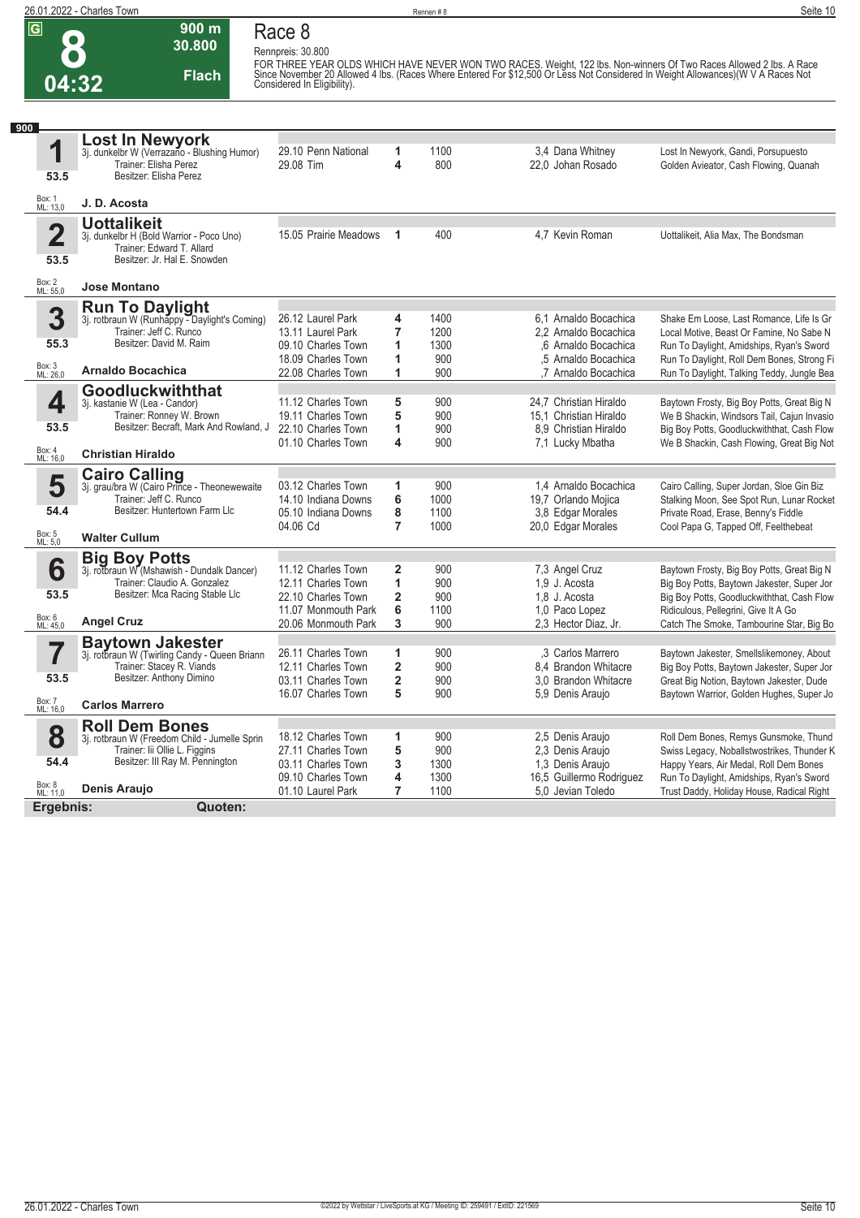# Race 8

**8** — 04:32 — 900 m — 30.800 — Flach

Rennpreis: 30.800

FOR THREE YEAR OLDS WHICH HAVE NEVER WON TWO RACES. Weight, 122 lbs. Non-winners Of Two Races Allowed 2 lbs. A Race Since November 20 Allowed 4 lbs. (Races Where Entered For $12,500 Or Less Not Considered In Weight Allowances)(W V A Races Not Considered In Eligibility).

**900**

### 1 Lost In Newyork
3j. dunkelbr W (Verrazano - Blushing Humor)
Trainer: Elisha Perez
Besitzer: Elisha Perez
53.5
Box: 1 ML: 13,0
**J. D. Acosta**

| Datum | Platz | Pl. | Distanz | Quote | Jockey | Einlauf |
|---|---|---|---|---|---|---|
| 29.10 | Penn National | 1 | 1100 | 3,4 | Dana Whitney | Lost In Newyork, Gandi, Porsupuesto |
| 29.08 | Tim | 4 | 800 | 22,0 | Johan Rosado | Golden Avieator, Cash Flowing, Quanah |

### 2 Uottalikeit
3j. dunkelbr H (Bold Warrior - Poco Uno)
Trainer: Edward T. Allard
Besitzer: Jr. Hal E. Snowden
53.5
Box: 2 ML: 55,0
**Jose Montano**

| Datum | Platz | Pl. | Distanz | Quote | Jockey | Einlauf |
|---|---|---|---|---|---|---|
| 15.05 | Prairie Meadows | 1 | 400 | 4,7 | Kevin Roman | Uottalikeit, Alia Max, The Bondsman |

### 3 Run To Daylight
3j. rotbraun W (Runhappy - Daylight's Coming)
Trainer: Jeff C. Runco
Besitzer: David M. Raim
55.3
Box: 3 ML: 26,0
**Arnaldo Bocachica**

| Datum | Platz | Pl. | Distanz | Quote | Jockey | Einlauf |
|---|---|---|---|---|---|---|
| 26.12 | Laurel Park | 4 | 1400 | 6,1 | Arnaldo Bocachica | Shake Em Loose, Last Romance, Life Is Gr |
| 13.11 | Laurel Park | 7 | 1200 | 2,2 | Arnaldo Bocachica | Local Motive, Beast Or Famine, No Sabe N |
| 09.10 | Charles Town | 1 | 1300 | ,6 | Arnaldo Bocachica | Run To Daylight, Amidships, Ryan's Sword |
| 18.09 | Charles Town | 1 | 900 | ,5 | Arnaldo Bocachica | Run To Daylight, Roll Dem Bones, Strong Fi |
| 22.08 | Charles Town | 1 | 900 | ,7 | Arnaldo Bocachica | Run To Daylight, Talking Teddy, Jungle Bea |

### 4 Goodluckwiththat
3j. kastanie W (Lea - Candor)
Trainer: Ronney W. Brown
Besitzer: Becraft, Mark And Rowland, J
53.5
Box: 4 ML: 16,0
**Christian Hiraldo**

| Datum | Platz | Pl. | Distanz | Quote | Jockey | Einlauf |
|---|---|---|---|---|---|---|
| 11.12 | Charles Town | 5 | 900 | 24,7 | Christian Hiraldo | Baytown Frosty, Big Boy Potts, Great Big N |
| 19.11 | Charles Town | 5 | 900 | 15,1 | Christian Hiraldo | We B Shackin, Windsors Tail, Cajun Invasio |
| 22.10 | Charles Town | 1 | 900 | 8,9 | Christian Hiraldo | Big Boy Potts, Goodluckwiththat, Cash Flow |
| 01.10 | Charles Town | 4 | 900 | 7,1 | Lucky Mbatha | We B Shackin, Cash Flowing, Great Big Not |

### 5 Cairo Calling
3j. grau/bra W (Cairo Prince - Theonewewaite
Trainer: Jeff C. Runco
Besitzer: Huntertown Farm Llc
54.4
Box: 5 ML: 5,0
**Walter Cullum**

| Datum | Platz | Pl. | Distanz | Quote | Jockey | Einlauf |
|---|---|---|---|---|---|---|
| 03.12 | Charles Town | 1 | 900 | 1,4 | Arnaldo Bocachica | Cairo Calling, Super Jordan, Sloe Gin Biz |
| 14.10 | Indiana Downs | 6 | 1000 | 19,7 | Orlando Mojica | Stalking Moon, See Spot Run, Lunar Rocket |
| 05.10 | Indiana Downs | 8 | 1100 | 3,8 | Edgar Morales | Private Road, Erase, Benny's Fiddle |
| 04.06 | Cd | 7 | 1000 | 20,0 | Edgar Morales | Cool Papa G, Tapped Off, Feelthebeat |

### 6 Big Boy Potts
3j. rotbraun W (Mshawish - Dundalk Dancer)
Trainer: Claudio A. Gonzalez
Besitzer: Mca Racing Stable Llc
53.5
Box: 6 ML: 45,0
**Angel Cruz**

| Datum | Platz | Pl. | Distanz | Quote | Jockey | Einlauf |
|---|---|---|---|---|---|---|
| 11.12 | Charles Town | 2 | 900 | 7,3 | Angel Cruz | Baytown Frosty, Big Boy Potts, Great Big N |
| 12.11 | Charles Town | 1 | 900 | 1,9 | J. Acosta | Big Boy Potts, Baytown Jakester, Super Jor |
| 22.10 | Charles Town | 2 | 900 | 1,8 | J. Acosta | Big Boy Potts, Goodluckwiththat, Cash Flow |
| 11.07 | Monmouth Park | 6 | 1100 | 1,0 | Paco Lopez | Ridiculous, Pellegrini, Give It A Go |
| 20.06 | Monmouth Park | 3 | 900 | 2,3 | Hector Diaz, Jr. | Catch The Smoke, Tambourine Star, Big Bo |

### 7 Baytown Jakester
3j. rotbraun W (Twirling Candy - Queen Briann
Trainer: Stacey R. Viands
Besitzer: Anthony Dimino
53.5
Box: 7 ML: 16,0
**Carlos Marrero**

| Datum | Platz | Pl. | Distanz | Quote | Jockey | Einlauf |
|---|---|---|---|---|---|---|
| 26.11 | Charles Town | 1 | 900 | ,3 | Carlos Marrero | Baytown Jakester, Smellslikemoney, About |
| 12.11 | Charles Town | 2 | 900 | 8,4 | Brandon Whitacre | Big Boy Potts, Baytown Jakester, Super Jor |
| 03.11 | Charles Town | 2 | 900 | 3,0 | Brandon Whitacre | Great Big Notion, Baytown Jakester, Dude |
| 16.07 | Charles Town | 5 | 900 | 5,9 | Denis Araujo | Baytown Warrior, Golden Hughes, Super Jo |

### 8 Roll Dem Bones
3j. rotbraun W (Freedom Child - Jumelle Sprin
Trainer: Iii Ollie L. Figgins
Besitzer: III Ray M. Pennington
54.4
Box: 8 ML: 11,0
**Denis Araujo**

| Datum | Platz | Pl. | Distanz | Quote | Jockey | Einlauf |
|---|---|---|---|---|---|---|
| 18.12 | Charles Town | 1 | 900 | 2,5 | Denis Araujo | Roll Dem Bones, Remys Gunsmoke, Thund |
| 27.11 | Charles Town | 5 | 900 | 2,3 | Denis Araujo | Swiss Legacy, Noballstwostrikes, Thunder K |
| 03.11 | Charles Town | 3 | 1300 | 1,3 | Denis Araujo | Happy Years, Air Medal, Roll Dem Bones |
| 09.10 | Charles Town | 4 | 1300 | 16,5 | Guillermo Rodriguez | Run To Daylight, Amidships, Ryan's Sword |
| 01.10 | Laurel Park | 7 | 1100 | 5,0 | Jevian Toledo | Trust Daddy, Holiday House, Radical Right |

**Ergebnis:** **Quoten:**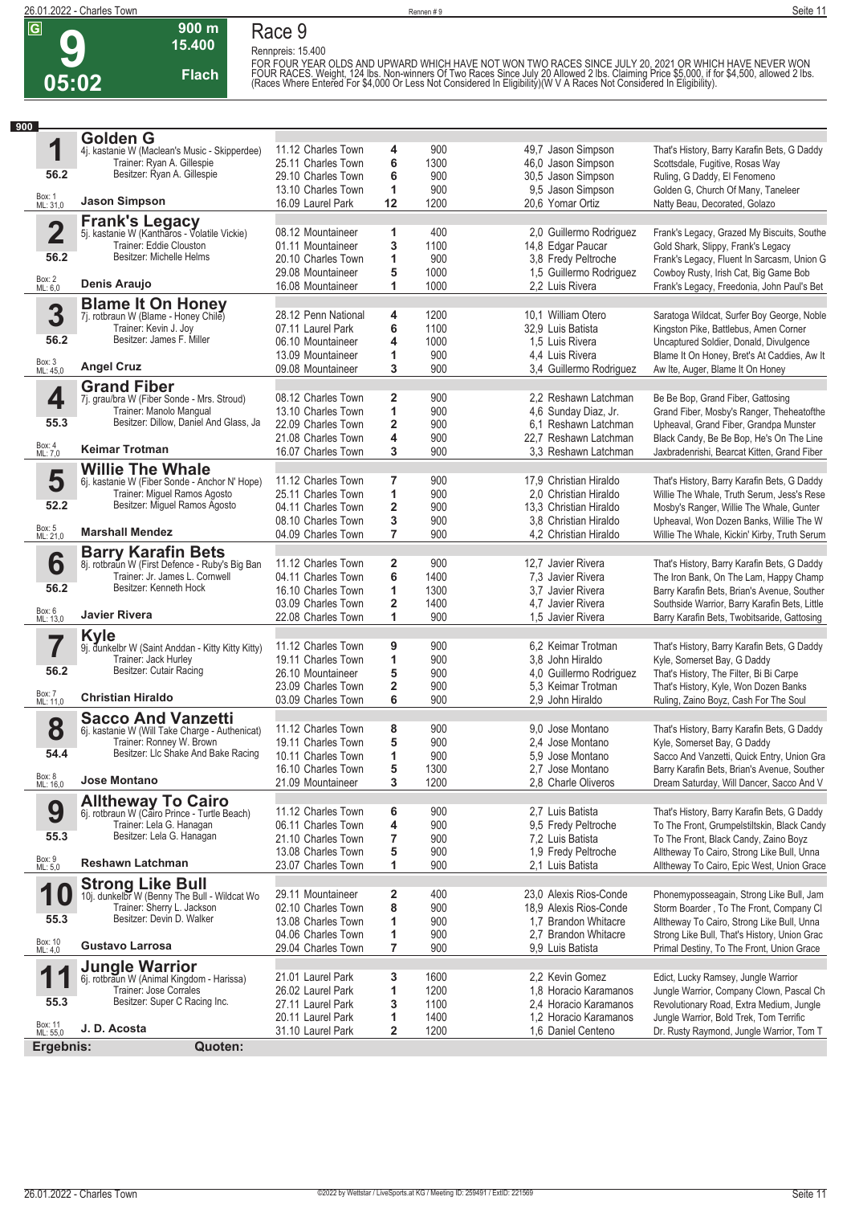# Race 9

G
**9**
05:02

900 m
15.400
Flach

Rennpreis: 15.400

FOR FOUR YEAR OLDS AND UPWARD WHICH HAVE NOT WON TWO RACES SINCE JULY 20, 2021 OR WHICH HAVE NEVER WON FOUR RACES. Weight, 124 lbs. Non-winners Of Two Races Since July 20 Allowed 2 lbs. Claiming Price $5,000, if for $4,500, allowed 2 lbs. (Races Where Entered For $4,000 Or Less Not Considered In Eligibility)(W V A Races Not Considered In Eligibility).

**900**

| Nr. | Pferd | Datum / Bahn | Pl. | Dist. | Quote / Jockey | Einlauf |
|---|---|---|---|---|---|---|
| **1** | **Golden G** 4j. kastanie W (Maclean's Music - Skipperdee) Trainer: Ryan A. Gillespie Besitzer: Ryan A. Gillespie | 11.12 Charles Town | 4 | 900 | 49,7 Jason Simpson | That's History, Barry Karafin Bets, G Daddy |
| 56.2 | | 25.11 Charles Town | 6 | 1300 | 46,0 Jason Simpson | Scottsdale, Fugitive, Rosas Way |
| | | 29.10 Charles Town | 6 | 900 | 30,5 Jason Simpson | Ruling, G Daddy, El Fenomeno |
| Box: 1 ML: 31,0 | **Jason Simpson** | 13.10 Charles Town | 1 | 900 | 9,5 Jason Simpson | Golden G, Church Of Many, Taneleer |
| | | 16.09 Laurel Park | 12 | 1200 | 20,6 Yomar Ortiz | Natty Beau, Decorated, Golazo |
| **2** | **Frank's Legacy** 5j. kastanie W (Kantharos - Volatile Vickie) Trainer: Eddie Clouston Besitzer: Michelle Helms | 08.12 Mountaineer | 1 | 400 | 2,0 Guillermo Rodriguez | Frank's Legacy, Grazed My Biscuits, Southe |
| 56.2 | | 01.11 Mountaineer | 3 | 1100 | 14,8 Edgar Paucar | Gold Shark, Slippy, Frank's Legacy |
| | | 20.10 Charles Town | 1 | 900 | 3,8 Fredy Peltroche | Frank's Legacy, Fluent In Sarcasm, Union G |
| Box: 2 ML: 6,0 | **Denis Araujo** | 29.08 Mountaineer | 5 | 1000 | 1,5 Guillermo Rodriguez | Cowboy Rusty, Irish Cat, Big Game Bob |
| | | 16.08 Mountaineer | 1 | 1000 | 2,2 Luis Rivera | Frank's Legacy, Freedonia, John Paul's Bet |
| **3** | **Blame It On Honey** 7j. rotbraun W (Blame - Honey Chile) Trainer: Kevin J. Joy Besitzer: James F. Miller | 28.12 Penn National | 4 | 1200 | 10,1 William Otero | Saratoga Wildcat, Surfer Boy George, Noble |
| 56.2 | | 07.11 Laurel Park | 6 | 1100 | 32,9 Luis Batista | Kingston Pike, Battlebus, Amen Corner |
| | | 06.10 Mountaineer | 4 | 1000 | 1,5 Luis Rivera | Uncaptured Soldier, Donald, Divulgence |
| Box: 3 ML: 45,0 | **Angel Cruz** | 13.09 Mountaineer | 1 | 900 | 4,4 Luis Rivera | Blame It On Honey, Bret's At Caddies, Aw It |
| | | 09.08 Mountaineer | 3 | 900 | 3,4 Guillermo Rodriguez | Aw Ite, Auger, Blame It On Honey |
| **4** | **Grand Fiber** 7j. grau/bra W (Fiber Sonde - Mrs. Stroud) Trainer: Manolo Mangual Besitzer: Dillow, Daniel And Glass, Ja | 08.12 Charles Town | 2 | 900 | 2,2 Reshawn Latchman | Be Be Bop, Grand Fiber, Gattosing |
| 55.3 | | 13.10 Charles Town | 1 | 900 | 4,6 Sunday Diaz, Jr. | Grand Fiber, Mosby's Ranger, Theheatofthe |
| | | 22.09 Charles Town | 2 | 900 | 6,1 Reshawn Latchman | Upheaval, Grand Fiber, Grandpa Munster |
| Box: 4 ML: 7,0 | **Keimar Trotman** | 21.08 Charles Town | 4 | 900 | 22,7 Reshawn Latchman | Black Candy, Be Be Bop, He's On The Line |
| | | 16.07 Charles Town | 3 | 900 | 3,3 Reshawn Latchman | Jaxbradenrishi, Bearcat Kitten, Grand Fiber |
| **5** | **Willie The Whale** 6j. kastanie W (Fiber Sonde - Cookin' N' Hope) Trainer: Miguel Ramos Agosto Besitzer: Miguel Ramos Agosto | 11.12 Charles Town | 7 | 900 | 17,9 Christian Hiraldo | That's History, Barry Karafin Bets, G Daddy |
| 52.2 | | 25.11 Charles Town | 1 | 900 | 2,0 Christian Hiraldo | Willie The Whale, Truth Serum, Jess's Rese |
| | | 04.11 Charles Town | 2 | 900 | 13,3 Christian Hiraldo | Mosby's Ranger, Willie The Whale, Gunter |
| Box: 5 ML: 21,0 | **Marshall Mendez** | 08.10 Charles Town | 3 | 900 | 3,8 Christian Hiraldo | Upheaval, Won Dozen Banks, Willie The W |
| | | 04.09 Charles Town | 7 | 900 | 4,2 Christian Hiraldo | Willie The Whale, Kickin' Kirby, Truth Serum |
| **6** | **Barry Karafin Bets** 8j. rotbraun W (First Defence - Ruby's Big Ban Trainer: Jr. James L. Cornwell Besitzer: Kenneth Hock | 11.12 Charles Town | 2 | 900 | 12,7 Javier Rivera | That's History, Barry Karafin Bets, G Daddy |
| 56.2 | | 04.11 Charles Town | 6 | 1400 | 7,3 Javier Rivera | The Iron Bank, On The Lam, Happy Champ |
| | | 16.10 Charles Town | 1 | 1300 | 3,7 Javier Rivera | Barry Karafin Bets, Brian's Avenue, Souther |
| Box: 6 ML: 13,0 | **Javier Rivera** | 03.09 Charles Town | 2 | 1400 | 4,7 Javier Rivera | Southside Warrior, Barry Karafin Bets, Little |
| | | 22.08 Charles Town | 1 | 900 | 1,5 Javier Rivera | Barry Karafin Bets, Twobitsaride, Gattosing |
| **7** | **Kyle** 9j. dunkelbr W (Saint Anddan - Kitty Kitty Kitty) Trainer: Jack Hurley Besitzer: Cutair Racing | 11.12 Charles Town | 9 | 900 | 6,2 Keimar Trotman | That's History, Barry Karafin Bets, G Daddy |
| 56.2 | | 19.11 Charles Town | 1 | 900 | 3,8 John Hiraldo | Kyle, Somerset Bay, G Daddy |
| | | 26.10 Mountaineer | 5 | 900 | 4,0 Guillermo Rodriguez | That's History, The Filter, Bi Bi Carpe |
| Box: 7 ML: 11,0 | **Christian Hiraldo** | 23.09 Charles Town | 2 | 900 | 5,3 Keimar Trotman | That's History, Kyle, Won Dozen Banks |
| | | 03.09 Charles Town | 6 | 900 | 2,9 John Hiraldo | Ruling, Zaino Boyz, Cash For The Soul |
| **8** | **Sacco And Vanzetti** 6j. kastanie W (Will Take Charge - Authenicat) Trainer: Ronney W. Brown Besitzer: Llc Shake And Bake Racing | 11.12 Charles Town | 8 | 900 | 9,0 Jose Montano | That's History, Barry Karafin Bets, G Daddy |
| 54.4 | | 19.11 Charles Town | 5 | 900 | 2,4 Jose Montano | Kyle, Somerset Bay, G Daddy |
| | | 10.11 Charles Town | 1 | 900 | 5,9 Jose Montano | Sacco And Vanzetti, Quick Entry, Union Gra |
| Box: 8 ML: 16,0 | **Jose Montano** | 16.10 Charles Town | 5 | 1300 | 2,7 Jose Montano | Barry Karafin Bets, Brian's Avenue, Souther |
| | | 21.09 Mountaineer | 3 | 1200 | 2,8 Charle Oliveros | Dream Saturday, Will Dancer, Sacco And V |
| **9** | **Alltheway To Cairo** 6j. rotbraun W (Cairo Prince - Turtle Beach) Trainer: Lela G. Hanagan Besitzer: Lela G. Hanagan | 11.12 Charles Town | 6 | 900 | 2,7 Luis Batista | That's History, Barry Karafin Bets, G Daddy |
| 55.3 | | 06.11 Charles Town | 4 | 900 | 9,5 Fredy Peltroche | To The Front, Grumpelstiltskin, Black Candy |
| | | 21.10 Charles Town | 7 | 900 | 7,2 Luis Batista | To The Front, Black Candy, Zaino Boyz |
| Box: 9 ML: 5,0 | **Reshawn Latchman** | 13.08 Charles Town | 5 | 900 | 1,9 Fredy Peltroche | Alltheway To Cairo, Strong Like Bull, Unna |
| | | 23.07 Charles Town | 1 | 900 | 2,1 Luis Batista | Alltheway To Cairo, Epic West, Union Grace |
| **10** | **Strong Like Bull** 10j. dunkelbr W (Benny The Bull - Wildcat Wo Trainer: Sherry L. Jackson Besitzer: Devin D. Walker | 29.11 Mountaineer | 2 | 400 | 23,0 Alexis Rios-Conde | Phonemyposseagain, Strong Like Bull, Jam |
| 55.3 | | 02.10 Charles Town | 8 | 900 | 18,9 Alexis Rios-Conde | Storm Boarder , To The Front, Company Cl |
| | | 13.08 Charles Town | 1 | 900 | 1,7 Brandon Whitacre | Alltheway To Cairo, Strong Like Bull, Unna |
| Box: 10 ML: 4,0 | **Gustavo Larrosa** | 04.06 Charles Town | 1 | 900 | 2,7 Brandon Whitacre | Strong Like Bull, That's History, Union Grac |
| | | 29.04 Charles Town | 7 | 900 | 9,9 Luis Batista | Primal Destiny, To The Front, Union Grace |
| **11** | **Jungle Warrior** 6j. rotbraun W (Animal Kingdom - Harissa) Trainer: Jose Corrales Besitzer: Super C Racing Inc. | 21.01 Laurel Park | 3 | 1600 | 2,2 Kevin Gomez | Edict, Lucky Ramsey, Jungle Warrior |
| 55.3 | | 26.02 Laurel Park | 1 | 1200 | 1,8 Horacio Karamanos | Jungle Warrior, Company Clown, Pascal Ch |
| | | 27.11 Laurel Park | 3 | 1100 | 2,4 Horacio Karamanos | Revolutionary Road, Extra Medium, Jungle |
| Box: 11 ML: 55,0 | **J. D. Acosta** | 20.11 Laurel Park | 1 | 1400 | 1,2 Horacio Karamanos | Jungle Warrior, Bold Trek, Tom Terrific |
| | | 31.10 Laurel Park | 2 | 1200 | 1,6 Daniel Centeno | Dr. Rusty Raymond, Jungle Warrior, Tom T |

**Ergebnis:** **Quoten:**